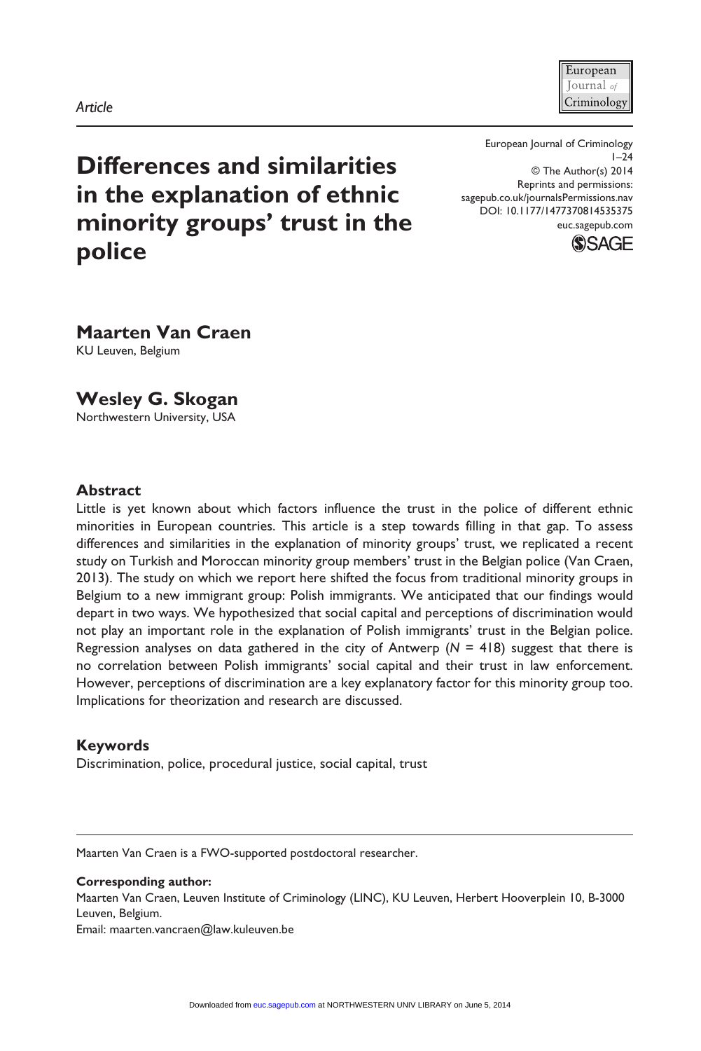*Article*

# Differences and similarities in the explanation of ethnic minority groups' trust in the police

European Journal of Criminology
1–24
© The Author(s) 2014
Reprints and permissions:
sagepub.co.uk/journalsPermissions.nav
DOI: 10.1177/1477370814535375
euc.sagepub.com

**Maarten Van Craen**
KU Leuven, Belgium

**Wesley G. Skogan**
Northwestern University, USA

## Abstract

Little is yet known about which factors influence the trust in the police of different ethnic minorities in European countries. This article is a step towards filling in that gap. To assess differences and similarities in the explanation of minority groups' trust, we replicated a recent study on Turkish and Moroccan minority group members' trust in the Belgian police (Van Craen, 2013). The study on which we report here shifted the focus from traditional minority groups in Belgium to a new immigrant group: Polish immigrants. We anticipated that our findings would depart in two ways. We hypothesized that social capital and perceptions of discrimination would not play an important role in the explanation of Polish immigrants' trust in the Belgian police. Regression analyses on data gathered in the city of Antwerp ($N$ = 418) suggest that there is no correlation between Polish immigrants' social capital and their trust in law enforcement. However, perceptions of discrimination are a key explanatory factor for this minority group too. Implications for theorization and research are discussed.

## Keywords

Discrimination, police, procedural justice, social capital, trust

---

Maarten Van Craen is a FWO-supported postdoctoral researcher.

**Corresponding author:**
Maarten Van Craen, Leuven Institute of Criminology (LINC), KU Leuven, Herbert Hooverplein 10, B-3000 Leuven, Belgium.
Email: maarten.vancraen@law.kuleuven.be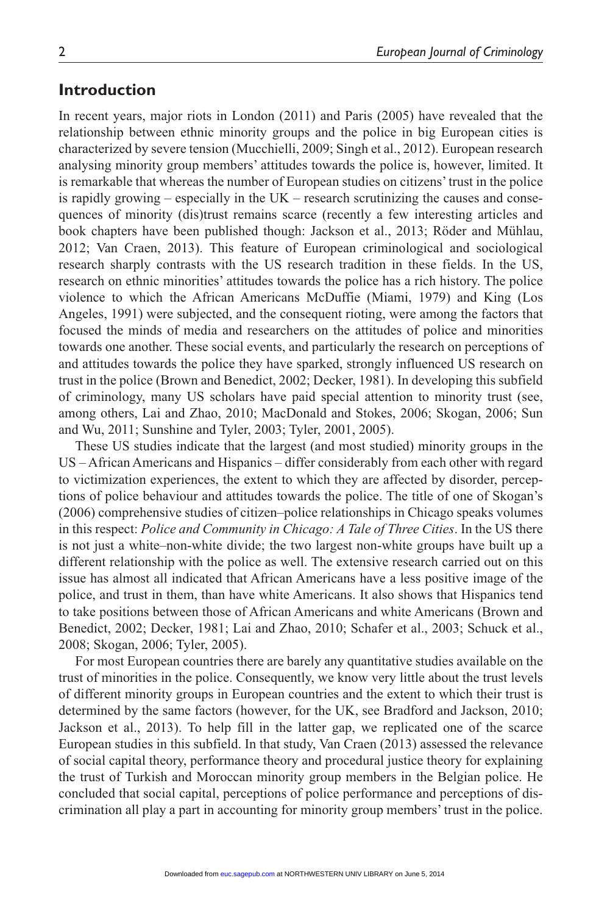## Introduction

In recent years, major riots in London (2011) and Paris (2005) have revealed that the relationship between ethnic minority groups and the police in big European cities is characterized by severe tension (Mucchielli, 2009; Singh et al., 2012). European research analysing minority group members' attitudes towards the police is, however, limited. It is remarkable that whereas the number of European studies on citizens' trust in the police is rapidly growing – especially in the UK – research scrutinizing the causes and consequences of minority (dis)trust remains scarce (recently a few interesting articles and book chapters have been published though: Jackson et al., 2013; Röder and Mühlau, 2012; Van Craen, 2013). This feature of European criminological and sociological research sharply contrasts with the US research tradition in these fields. In the US, research on ethnic minorities' attitudes towards the police has a rich history. The police violence to which the African Americans McDuffie (Miami, 1979) and King (Los Angeles, 1991) were subjected, and the consequent rioting, were among the factors that focused the minds of media and researchers on the attitudes of police and minorities towards one another. These social events, and particularly the research on perceptions of and attitudes towards the police they have sparked, strongly influenced US research on trust in the police (Brown and Benedict, 2002; Decker, 1981). In developing this subfield of criminology, many US scholars have paid special attention to minority trust (see, among others, Lai and Zhao, 2010; MacDonald and Stokes, 2006; Skogan, 2006; Sun and Wu, 2011; Sunshine and Tyler, 2003; Tyler, 2001, 2005).

These US studies indicate that the largest (and most studied) minority groups in the US – African Americans and Hispanics – differ considerably from each other with regard to victimization experiences, the extent to which they are affected by disorder, perceptions of police behaviour and attitudes towards the police. The title of one of Skogan's (2006) comprehensive studies of citizen–police relationships in Chicago speaks volumes in this respect: *Police and Community in Chicago: A Tale of Three Cities*. In the US there is not just a white–non-white divide; the two largest non-white groups have built up a different relationship with the police as well. The extensive research carried out on this issue has almost all indicated that African Americans have a less positive image of the police, and trust in them, than have white Americans. It also shows that Hispanics tend to take positions between those of African Americans and white Americans (Brown and Benedict, 2002; Decker, 1981; Lai and Zhao, 2010; Schafer et al., 2003; Schuck et al., 2008; Skogan, 2006; Tyler, 2005).

For most European countries there are barely any quantitative studies available on the trust of minorities in the police. Consequently, we know very little about the trust levels of different minority groups in European countries and the extent to which their trust is determined by the same factors (however, for the UK, see Bradford and Jackson, 2010; Jackson et al., 2013). To help fill in the latter gap, we replicated one of the scarce European studies in this subfield. In that study, Van Craen (2013) assessed the relevance of social capital theory, performance theory and procedural justice theory for explaining the trust of Turkish and Moroccan minority group members in the Belgian police. He concluded that social capital, perceptions of police performance and perceptions of discrimination all play a part in accounting for minority group members' trust in the police.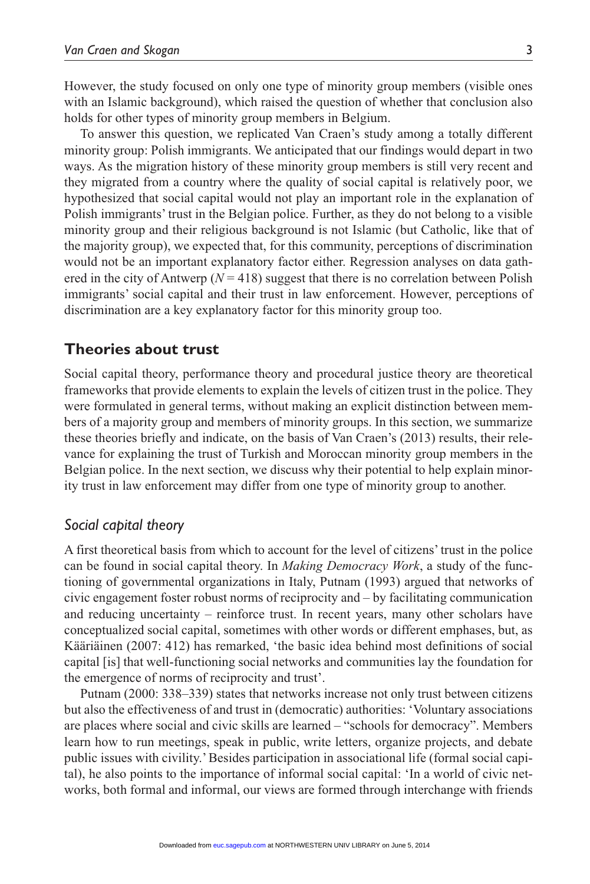However, the study focused on only one type of minority group members (visible ones with an Islamic background), which raised the question of whether that conclusion also holds for other types of minority group members in Belgium.

To answer this question, we replicated Van Craen's study among a totally different minority group: Polish immigrants. We anticipated that our findings would depart in two ways. As the migration history of these minority group members is still very recent and they migrated from a country where the quality of social capital is relatively poor, we hypothesized that social capital would not play an important role in the explanation of Polish immigrants' trust in the Belgian police. Further, as they do not belong to a visible minority group and their religious background is not Islamic (but Catholic, like that of the majority group), we expected that, for this community, perceptions of discrimination would not be an important explanatory factor either. Regression analyses on data gathered in the city of Antwerp ($N = 418$) suggest that there is no correlation between Polish immigrants' social capital and their trust in law enforcement. However, perceptions of discrimination are a key explanatory factor for this minority group too.

## Theories about trust

Social capital theory, performance theory and procedural justice theory are theoretical frameworks that provide elements to explain the levels of citizen trust in the police. They were formulated in general terms, without making an explicit distinction between members of a majority group and members of minority groups. In this section, we summarize these theories briefly and indicate, on the basis of Van Craen's (2013) results, their relevance for explaining the trust of Turkish and Moroccan minority group members in the Belgian police. In the next section, we discuss why their potential to help explain minority trust in law enforcement may differ from one type of minority group to another.

### *Social capital theory*

A first theoretical basis from which to account for the level of citizens' trust in the police can be found in social capital theory. In *Making Democracy Work*, a study of the functioning of governmental organizations in Italy, Putnam (1993) argued that networks of civic engagement foster robust norms of reciprocity and – by facilitating communication and reducing uncertainty – reinforce trust. In recent years, many other scholars have conceptualized social capital, sometimes with other words or different emphases, but, as Kääriäinen (2007: 412) has remarked, 'the basic idea behind most definitions of social capital [is] that well-functioning social networks and communities lay the foundation for the emergence of norms of reciprocity and trust'.

Putnam (2000: 338–339) states that networks increase not only trust between citizens but also the effectiveness of and trust in (democratic) authorities: 'Voluntary associations are places where social and civic skills are learned – "schools for democracy". Members learn how to run meetings, speak in public, write letters, organize projects, and debate public issues with civility.' Besides participation in associational life (formal social capital), he also points to the importance of informal social capital: 'In a world of civic networks, both formal and informal, our views are formed through interchange with friends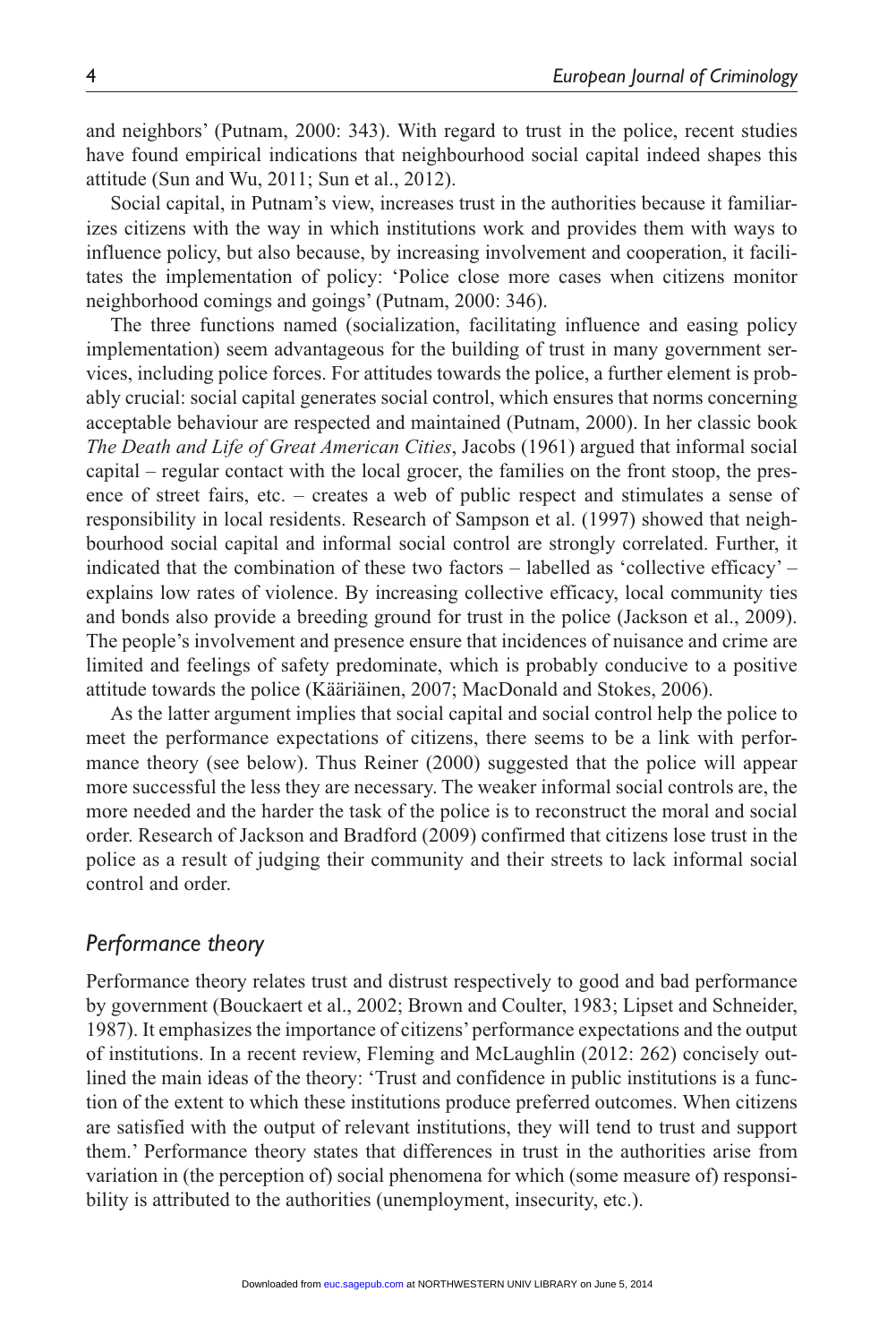and neighbors' (Putnam, 2000: 343). With regard to trust in the police, recent studies have found empirical indications that neighbourhood social capital indeed shapes this attitude (Sun and Wu, 2011; Sun et al., 2012).

Social capital, in Putnam's view, increases trust in the authorities because it familiarizes citizens with the way in which institutions work and provides them with ways to influence policy, but also because, by increasing involvement and cooperation, it facilitates the implementation of policy: 'Police close more cases when citizens monitor neighborhood comings and goings' (Putnam, 2000: 346).

The three functions named (socialization, facilitating influence and easing policy implementation) seem advantageous for the building of trust in many government services, including police forces. For attitudes towards the police, a further element is probably crucial: social capital generates social control, which ensures that norms concerning acceptable behaviour are respected and maintained (Putnam, 2000). In her classic book *The Death and Life of Great American Cities*, Jacobs (1961) argued that informal social capital – regular contact with the local grocer, the families on the front stoop, the presence of street fairs, etc. – creates a web of public respect and stimulates a sense of responsibility in local residents. Research of Sampson et al. (1997) showed that neighbourhood social capital and informal social control are strongly correlated. Further, it indicated that the combination of these two factors – labelled as 'collective efficacy' – explains low rates of violence. By increasing collective efficacy, local community ties and bonds also provide a breeding ground for trust in the police (Jackson et al., 2009). The people's involvement and presence ensure that incidences of nuisance and crime are limited and feelings of safety predominate, which is probably conducive to a positive attitude towards the police (Kääriäinen, 2007; MacDonald and Stokes, 2006).

As the latter argument implies that social capital and social control help the police to meet the performance expectations of citizens, there seems to be a link with performance theory (see below). Thus Reiner (2000) suggested that the police will appear more successful the less they are necessary. The weaker informal social controls are, the more needed and the harder the task of the police is to reconstruct the moral and social order. Research of Jackson and Bradford (2009) confirmed that citizens lose trust in the police as a result of judging their community and their streets to lack informal social control and order.

## *Performance theory*

Performance theory relates trust and distrust respectively to good and bad performance by government (Bouckaert et al., 2002; Brown and Coulter, 1983; Lipset and Schneider, 1987). It emphasizes the importance of citizens' performance expectations and the output of institutions. In a recent review, Fleming and McLaughlin (2012: 262) concisely outlined the main ideas of the theory: 'Trust and confidence in public institutions is a function of the extent to which these institutions produce preferred outcomes. When citizens are satisfied with the output of relevant institutions, they will tend to trust and support them.' Performance theory states that differences in trust in the authorities arise from variation in (the perception of) social phenomena for which (some measure of) responsibility is attributed to the authorities (unemployment, insecurity, etc.).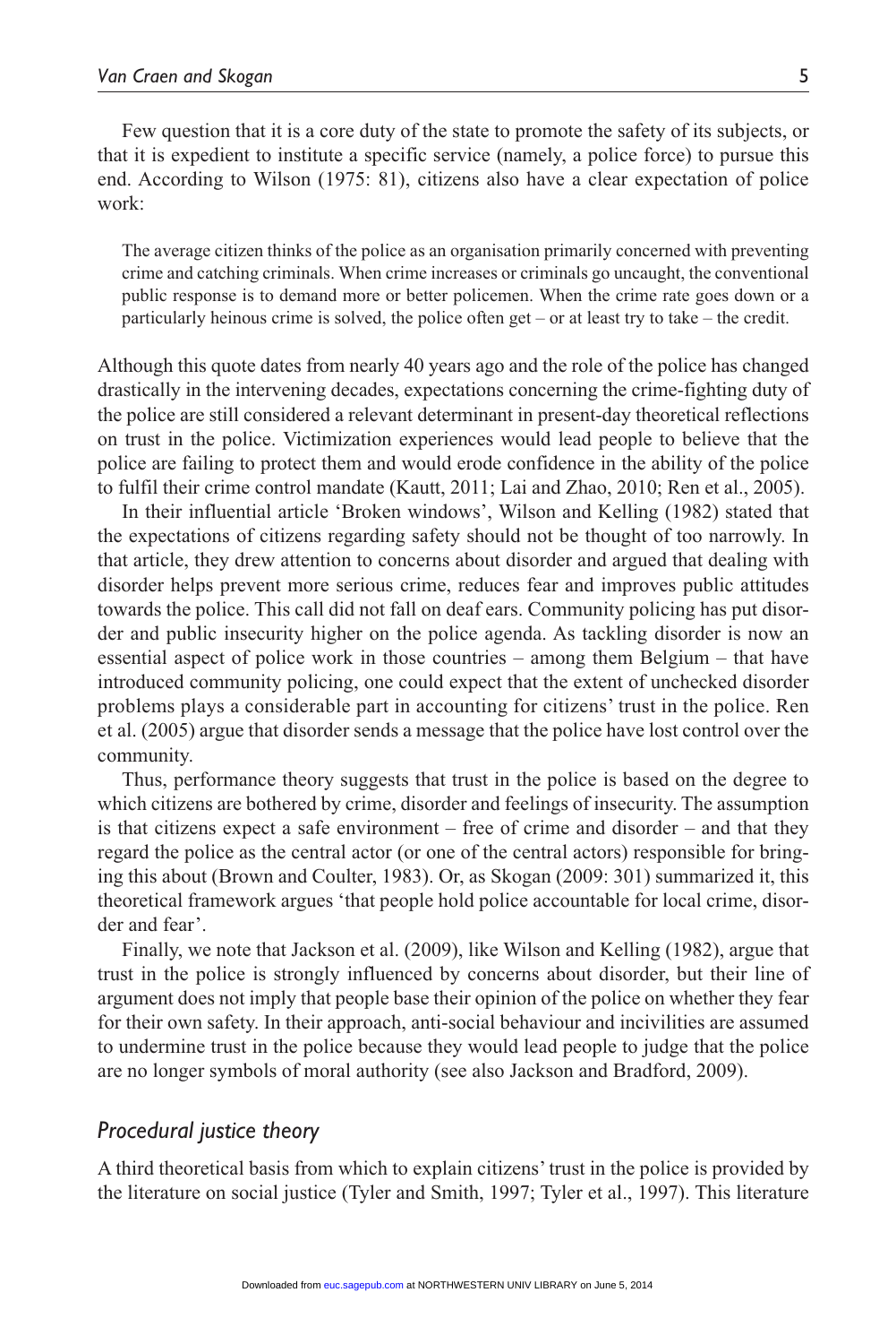Few question that it is a core duty of the state to promote the safety of its subjects, or that it is expedient to institute a specific service (namely, a police force) to pursue this end. According to Wilson (1975: 81), citizens also have a clear expectation of police work:

> The average citizen thinks of the police as an organisation primarily concerned with preventing crime and catching criminals. When crime increases or criminals go uncaught, the conventional public response is to demand more or better policemen. When the crime rate goes down or a particularly heinous crime is solved, the police often get – or at least try to take – the credit.

Although this quote dates from nearly 40 years ago and the role of the police has changed drastically in the intervening decades, expectations concerning the crime-fighting duty of the police are still considered a relevant determinant in present-day theoretical reflections on trust in the police. Victimization experiences would lead people to believe that the police are failing to protect them and would erode confidence in the ability of the police to fulfil their crime control mandate (Kautt, 2011; Lai and Zhao, 2010; Ren et al., 2005).

In their influential article 'Broken windows', Wilson and Kelling (1982) stated that the expectations of citizens regarding safety should not be thought of too narrowly. In that article, they drew attention to concerns about disorder and argued that dealing with disorder helps prevent more serious crime, reduces fear and improves public attitudes towards the police. This call did not fall on deaf ears. Community policing has put disorder and public insecurity higher on the police agenda. As tackling disorder is now an essential aspect of police work in those countries – among them Belgium – that have introduced community policing, one could expect that the extent of unchecked disorder problems plays a considerable part in accounting for citizens' trust in the police. Ren et al. (2005) argue that disorder sends a message that the police have lost control over the community.

Thus, performance theory suggests that trust in the police is based on the degree to which citizens are bothered by crime, disorder and feelings of insecurity. The assumption is that citizens expect a safe environment – free of crime and disorder – and that they regard the police as the central actor (or one of the central actors) responsible for bringing this about (Brown and Coulter, 1983). Or, as Skogan (2009: 301) summarized it, this theoretical framework argues 'that people hold police accountable for local crime, disorder and fear'.

Finally, we note that Jackson et al. (2009), like Wilson and Kelling (1982), argue that trust in the police is strongly influenced by concerns about disorder, but their line of argument does not imply that people base their opinion of the police on whether they fear for their own safety. In their approach, anti-social behaviour and incivilities are assumed to undermine trust in the police because they would lead people to judge that the police are no longer symbols of moral authority (see also Jackson and Bradford, 2009).

### *Procedural justice theory*

A third theoretical basis from which to explain citizens' trust in the police is provided by the literature on social justice (Tyler and Smith, 1997; Tyler et al., 1997). This literature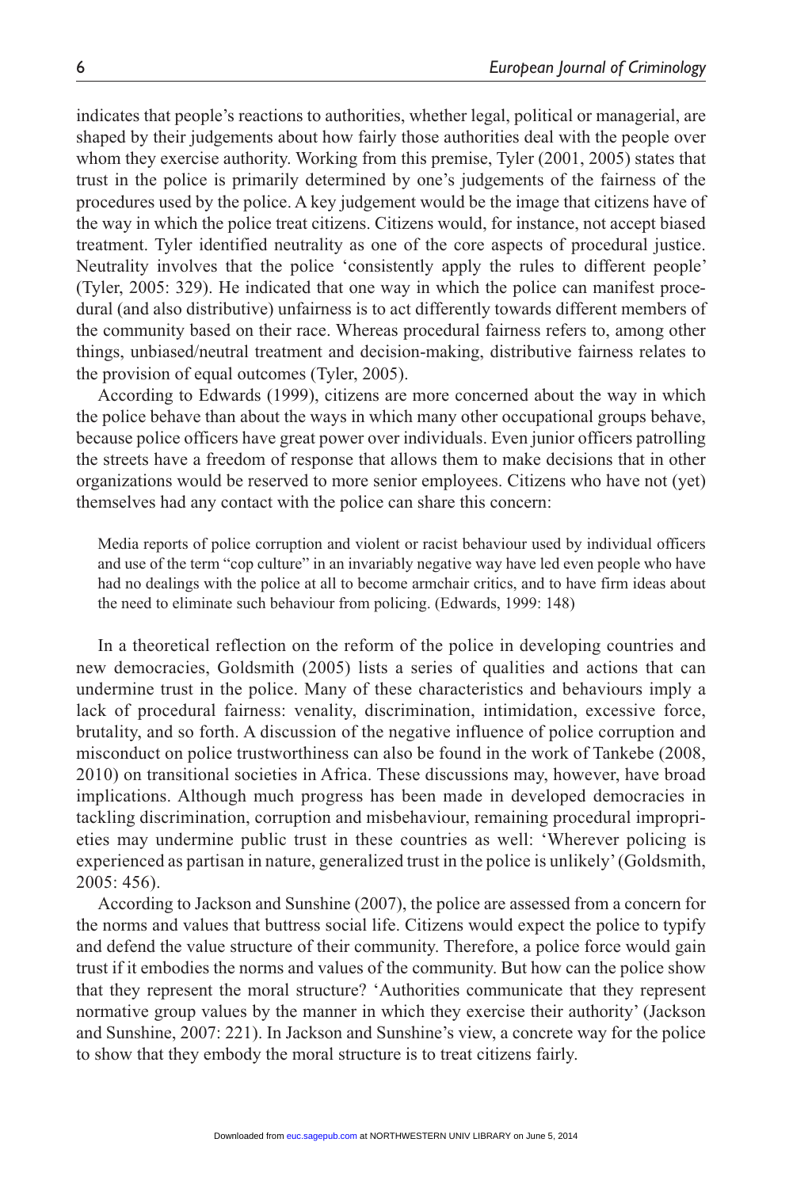indicates that people's reactions to authorities, whether legal, political or managerial, are shaped by their judgements about how fairly those authorities deal with the people over whom they exercise authority. Working from this premise, Tyler (2001, 2005) states that trust in the police is primarily determined by one's judgements of the fairness of the procedures used by the police. A key judgement would be the image that citizens have of the way in which the police treat citizens. Citizens would, for instance, not accept biased treatment. Tyler identified neutrality as one of the core aspects of procedural justice. Neutrality involves that the police 'consistently apply the rules to different people' (Tyler, 2005: 329). He indicated that one way in which the police can manifest procedural (and also distributive) unfairness is to act differently towards different members of the community based on their race. Whereas procedural fairness refers to, among other things, unbiased/neutral treatment and decision-making, distributive fairness relates to the provision of equal outcomes (Tyler, 2005).

According to Edwards (1999), citizens are more concerned about the way in which the police behave than about the ways in which many other occupational groups behave, because police officers have great power over individuals. Even junior officers patrolling the streets have a freedom of response that allows them to make decisions that in other organizations would be reserved to more senior employees. Citizens who have not (yet) themselves had any contact with the police can share this concern:

> Media reports of police corruption and violent or racist behaviour used by individual officers and use of the term "cop culture" in an invariably negative way have led even people who have had no dealings with the police at all to become armchair critics, and to have firm ideas about the need to eliminate such behaviour from policing. (Edwards, 1999: 148)

In a theoretical reflection on the reform of the police in developing countries and new democracies, Goldsmith (2005) lists a series of qualities and actions that can undermine trust in the police. Many of these characteristics and behaviours imply a lack of procedural fairness: venality, discrimination, intimidation, excessive force, brutality, and so forth. A discussion of the negative influence of police corruption and misconduct on police trustworthiness can also be found in the work of Tankebe (2008, 2010) on transitional societies in Africa. These discussions may, however, have broad implications. Although much progress has been made in developed democracies in tackling discrimination, corruption and misbehaviour, remaining procedural improprieties may undermine public trust in these countries as well: 'Wherever policing is experienced as partisan in nature, generalized trust in the police is unlikely' (Goldsmith, 2005: 456).

According to Jackson and Sunshine (2007), the police are assessed from a concern for the norms and values that buttress social life. Citizens would expect the police to typify and defend the value structure of their community. Therefore, a police force would gain trust if it embodies the norms and values of the community. But how can the police show that they represent the moral structure? 'Authorities communicate that they represent normative group values by the manner in which they exercise their authority' (Jackson and Sunshine, 2007: 221). In Jackson and Sunshine's view, a concrete way for the police to show that they embody the moral structure is to treat citizens fairly.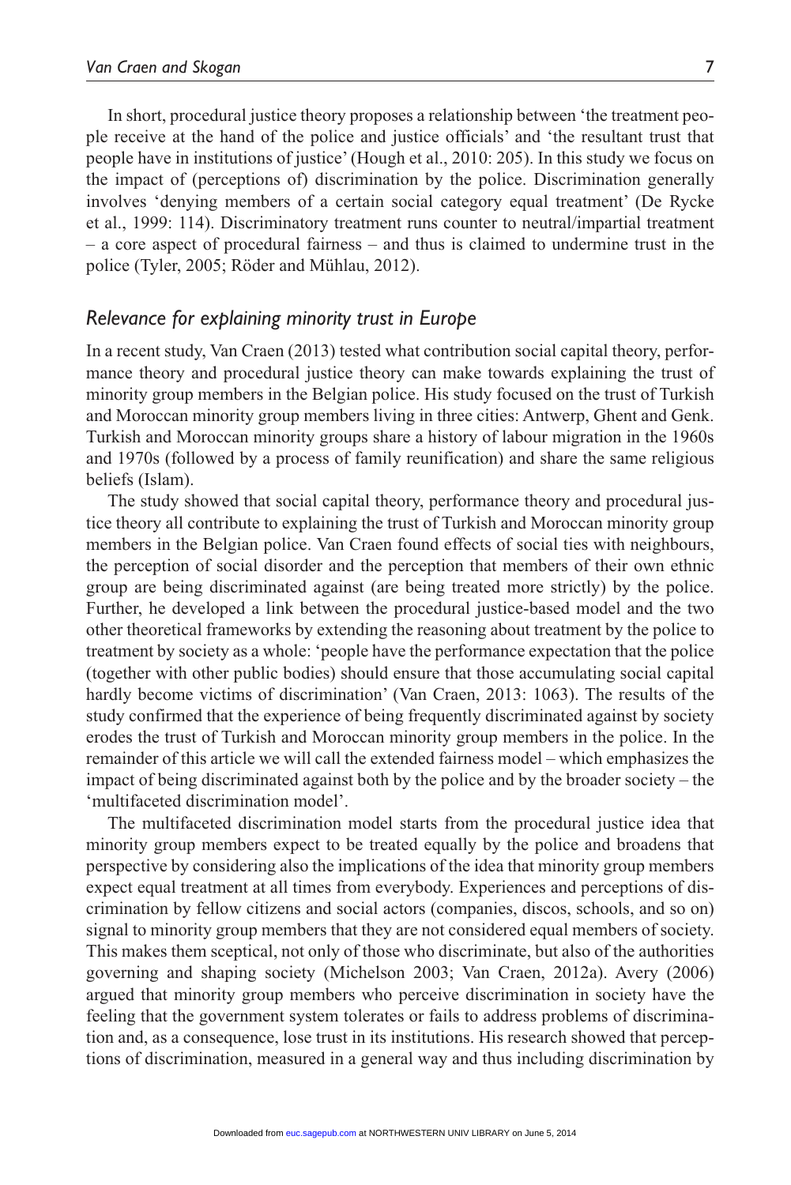In short, procedural justice theory proposes a relationship between 'the treatment people receive at the hand of the police and justice officials' and 'the resultant trust that people have in institutions of justice' (Hough et al., 2010: 205). In this study we focus on the impact of (perceptions of) discrimination by the police. Discrimination generally involves 'denying members of a certain social category equal treatment' (De Rycke et al., 1999: 114). Discriminatory treatment runs counter to neutral/impartial treatment – a core aspect of procedural fairness – and thus is claimed to undermine trust in the police (Tyler, 2005; Röder and Mühlau, 2012).

## *Relevance for explaining minority trust in Europe*

In a recent study, Van Craen (2013) tested what contribution social capital theory, performance theory and procedural justice theory can make towards explaining the trust of minority group members in the Belgian police. His study focused on the trust of Turkish and Moroccan minority group members living in three cities: Antwerp, Ghent and Genk. Turkish and Moroccan minority groups share a history of labour migration in the 1960s and 1970s (followed by a process of family reunification) and share the same religious beliefs (Islam).

The study showed that social capital theory, performance theory and procedural justice theory all contribute to explaining the trust of Turkish and Moroccan minority group members in the Belgian police. Van Craen found effects of social ties with neighbours, the perception of social disorder and the perception that members of their own ethnic group are being discriminated against (are being treated more strictly) by the police. Further, he developed a link between the procedural justice-based model and the two other theoretical frameworks by extending the reasoning about treatment by the police to treatment by society as a whole: 'people have the performance expectation that the police (together with other public bodies) should ensure that those accumulating social capital hardly become victims of discrimination' (Van Craen, 2013: 1063). The results of the study confirmed that the experience of being frequently discriminated against by society erodes the trust of Turkish and Moroccan minority group members in the police. In the remainder of this article we will call the extended fairness model – which emphasizes the impact of being discriminated against both by the police and by the broader society – the 'multifaceted discrimination model'.

The multifaceted discrimination model starts from the procedural justice idea that minority group members expect to be treated equally by the police and broadens that perspective by considering also the implications of the idea that minority group members expect equal treatment at all times from everybody. Experiences and perceptions of discrimination by fellow citizens and social actors (companies, discos, schools, and so on) signal to minority group members that they are not considered equal members of society. This makes them sceptical, not only of those who discriminate, but also of the authorities governing and shaping society (Michelson 2003; Van Craen, 2012a). Avery (2006) argued that minority group members who perceive discrimination in society have the feeling that the government system tolerates or fails to address problems of discrimination and, as a consequence, lose trust in its institutions. His research showed that perceptions of discrimination, measured in a general way and thus including discrimination by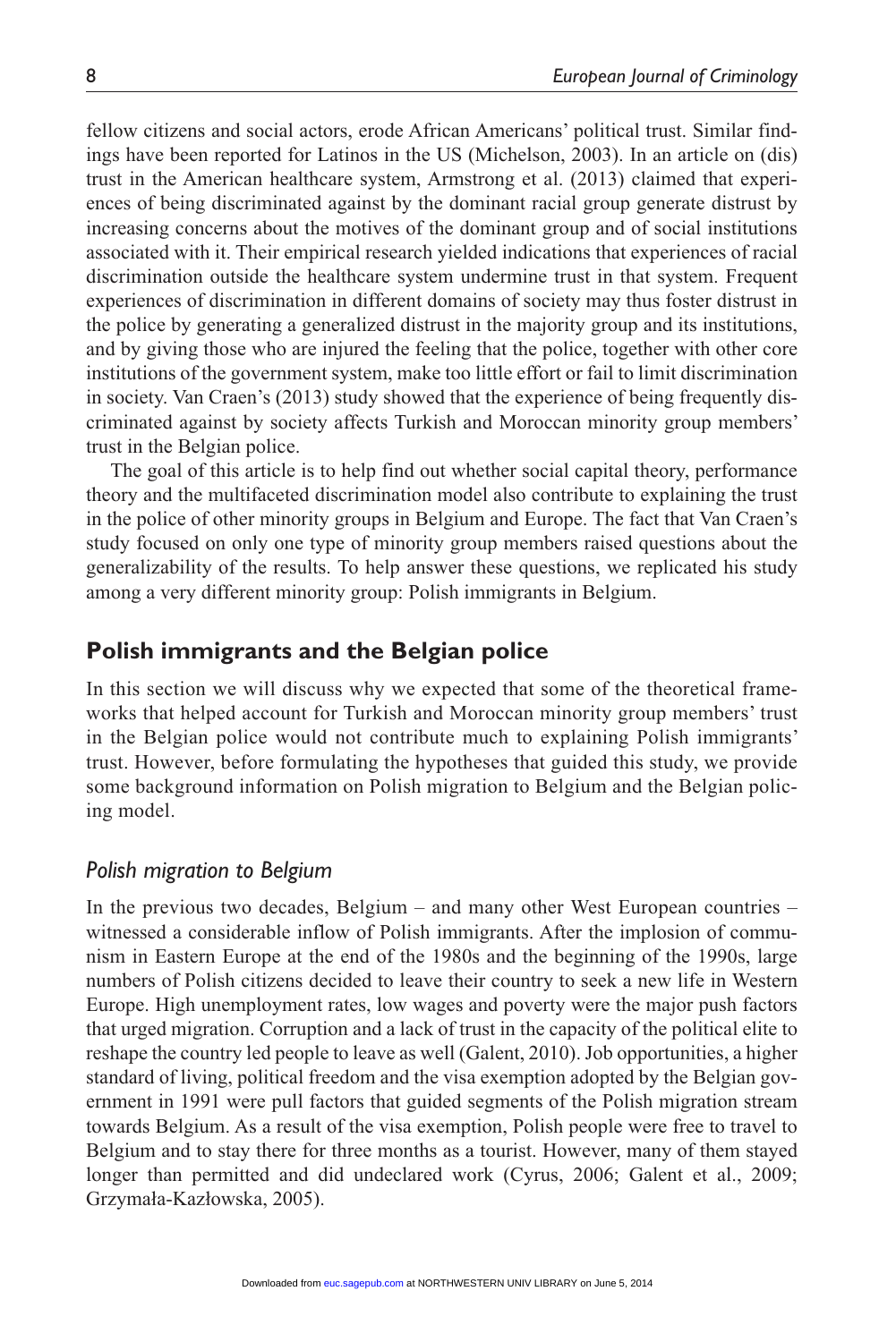fellow citizens and social actors, erode African Americans' political trust. Similar findings have been reported for Latinos in the US (Michelson, 2003). In an article on (dis) trust in the American healthcare system, Armstrong et al. (2013) claimed that experiences of being discriminated against by the dominant racial group generate distrust by increasing concerns about the motives of the dominant group and of social institutions associated with it. Their empirical research yielded indications that experiences of racial discrimination outside the healthcare system undermine trust in that system. Frequent experiences of discrimination in different domains of society may thus foster distrust in the police by generating a generalized distrust in the majority group and its institutions, and by giving those who are injured the feeling that the police, together with other core institutions of the government system, make too little effort or fail to limit discrimination in society. Van Craen's (2013) study showed that the experience of being frequently discriminated against by society affects Turkish and Moroccan minority group members' trust in the Belgian police.

The goal of this article is to help find out whether social capital theory, performance theory and the multifaceted discrimination model also contribute to explaining the trust in the police of other minority groups in Belgium and Europe. The fact that Van Craen's study focused on only one type of minority group members raised questions about the generalizability of the results. To help answer these questions, we replicated his study among a very different minority group: Polish immigrants in Belgium.

## Polish immigrants and the Belgian police

In this section we will discuss why we expected that some of the theoretical frameworks that helped account for Turkish and Moroccan minority group members' trust in the Belgian police would not contribute much to explaining Polish immigrants' trust. However, before formulating the hypotheses that guided this study, we provide some background information on Polish migration to Belgium and the Belgian policing model.

### *Polish migration to Belgium*

In the previous two decades, Belgium – and many other West European countries – witnessed a considerable inflow of Polish immigrants. After the implosion of communism in Eastern Europe at the end of the 1980s and the beginning of the 1990s, large numbers of Polish citizens decided to leave their country to seek a new life in Western Europe. High unemployment rates, low wages and poverty were the major push factors that urged migration. Corruption and a lack of trust in the capacity of the political elite to reshape the country led people to leave as well (Galent, 2010). Job opportunities, a higher standard of living, political freedom and the visa exemption adopted by the Belgian government in 1991 were pull factors that guided segments of the Polish migration stream towards Belgium. As a result of the visa exemption, Polish people were free to travel to Belgium and to stay there for three months as a tourist. However, many of them stayed longer than permitted and did undeclared work (Cyrus, 2006; Galent et al., 2009; Grzymała-Kazłowska, 2005).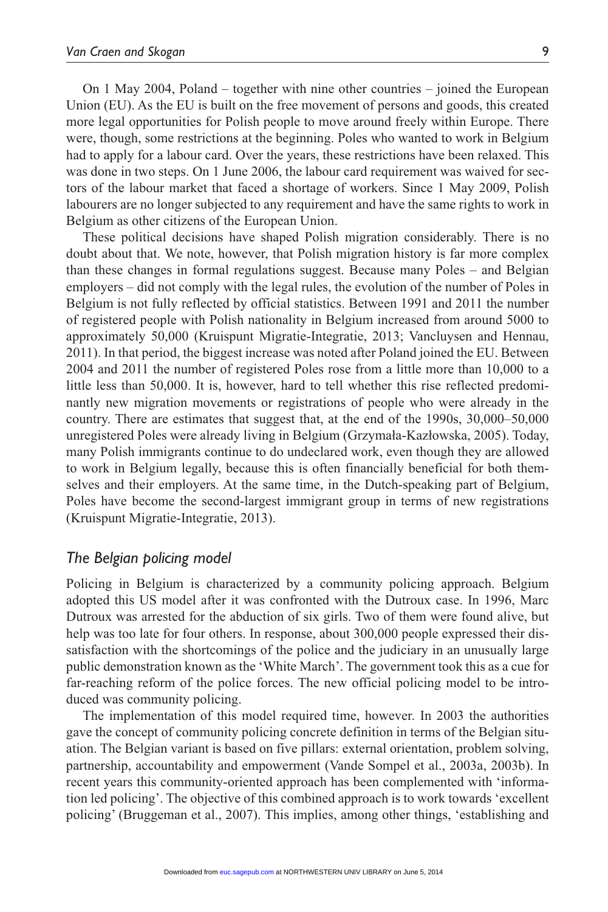On 1 May 2004, Poland – together with nine other countries – joined the European Union (EU). As the EU is built on the free movement of persons and goods, this created more legal opportunities for Polish people to move around freely within Europe. There were, though, some restrictions at the beginning. Poles who wanted to work in Belgium had to apply for a labour card. Over the years, these restrictions have been relaxed. This was done in two steps. On 1 June 2006, the labour card requirement was waived for sectors of the labour market that faced a shortage of workers. Since 1 May 2009, Polish labourers are no longer subjected to any requirement and have the same rights to work in Belgium as other citizens of the European Union.

These political decisions have shaped Polish migration considerably. There is no doubt about that. We note, however, that Polish migration history is far more complex than these changes in formal regulations suggest. Because many Poles – and Belgian employers – did not comply with the legal rules, the evolution of the number of Poles in Belgium is not fully reflected by official statistics. Between 1991 and 2011 the number of registered people with Polish nationality in Belgium increased from around 5000 to approximately 50,000 (Kruispunt Migratie-Integratie, 2013; Vancluysen and Hennau, 2011). In that period, the biggest increase was noted after Poland joined the EU. Between 2004 and 2011 the number of registered Poles rose from a little more than 10,000 to a little less than 50,000. It is, however, hard to tell whether this rise reflected predominantly new migration movements or registrations of people who were already in the country. There are estimates that suggest that, at the end of the 1990s, 30,000–50,000 unregistered Poles were already living in Belgium (Grzymała-Kazłowska, 2005). Today, many Polish immigrants continue to do undeclared work, even though they are allowed to work in Belgium legally, because this is often financially beneficial for both themselves and their employers. At the same time, in the Dutch-speaking part of Belgium, Poles have become the second-largest immigrant group in terms of new registrations (Kruispunt Migratie-Integratie, 2013).

### *The Belgian policing model*

Policing in Belgium is characterized by a community policing approach. Belgium adopted this US model after it was confronted with the Dutroux case. In 1996, Marc Dutroux was arrested for the abduction of six girls. Two of them were found alive, but help was too late for four others. In response, about 300,000 people expressed their dissatisfaction with the shortcomings of the police and the judiciary in an unusually large public demonstration known as the 'White March'. The government took this as a cue for far-reaching reform of the police forces. The new official policing model to be introduced was community policing.

The implementation of this model required time, however. In 2003 the authorities gave the concept of community policing concrete definition in terms of the Belgian situation. The Belgian variant is based on five pillars: external orientation, problem solving, partnership, accountability and empowerment (Vande Sompel et al., 2003a, 2003b). In recent years this community-oriented approach has been complemented with 'information led policing'. The objective of this combined approach is to work towards 'excellent policing' (Bruggeman et al., 2007). This implies, among other things, 'establishing and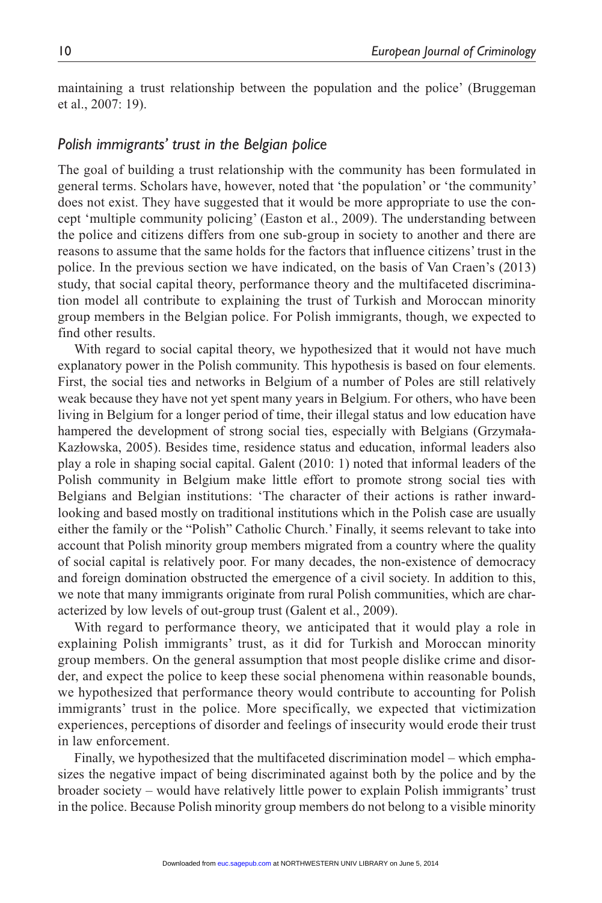maintaining a trust relationship between the population and the police' (Bruggeman et al., 2007: 19).

### *Polish immigrants' trust in the Belgian police*

The goal of building a trust relationship with the community has been formulated in general terms. Scholars have, however, noted that 'the population' or 'the community' does not exist. They have suggested that it would be more appropriate to use the concept 'multiple community policing' (Easton et al., 2009). The understanding between the police and citizens differs from one sub-group in society to another and there are reasons to assume that the same holds for the factors that influence citizens' trust in the police. In the previous section we have indicated, on the basis of Van Craen's (2013) study, that social capital theory, performance theory and the multifaceted discrimination model all contribute to explaining the trust of Turkish and Moroccan minority group members in the Belgian police. For Polish immigrants, though, we expected to find other results.

With regard to social capital theory, we hypothesized that it would not have much explanatory power in the Polish community. This hypothesis is based on four elements. First, the social ties and networks in Belgium of a number of Poles are still relatively weak because they have not yet spent many years in Belgium. For others, who have been living in Belgium for a longer period of time, their illegal status and low education have hampered the development of strong social ties, especially with Belgians (Grzymała-Kazłowska, 2005). Besides time, residence status and education, informal leaders also play a role in shaping social capital. Galent (2010: 1) noted that informal leaders of the Polish community in Belgium make little effort to promote strong social ties with Belgians and Belgian institutions: 'The character of their actions is rather inward-looking and based mostly on traditional institutions which in the Polish case are usually either the family or the "Polish" Catholic Church.' Finally, it seems relevant to take into account that Polish minority group members migrated from a country where the quality of social capital is relatively poor. For many decades, the non-existence of democracy and foreign domination obstructed the emergence of a civil society. In addition to this, we note that many immigrants originate from rural Polish communities, which are characterized by low levels of out-group trust (Galent et al., 2009).

With regard to performance theory, we anticipated that it would play a role in explaining Polish immigrants' trust, as it did for Turkish and Moroccan minority group members. On the general assumption that most people dislike crime and disorder, and expect the police to keep these social phenomena within reasonable bounds, we hypothesized that performance theory would contribute to accounting for Polish immigrants' trust in the police. More specifically, we expected that victimization experiences, perceptions of disorder and feelings of insecurity would erode their trust in law enforcement.

Finally, we hypothesized that the multifaceted discrimination model – which emphasizes the negative impact of being discriminated against both by the police and by the broader society – would have relatively little power to explain Polish immigrants' trust in the police. Because Polish minority group members do not belong to a visible minority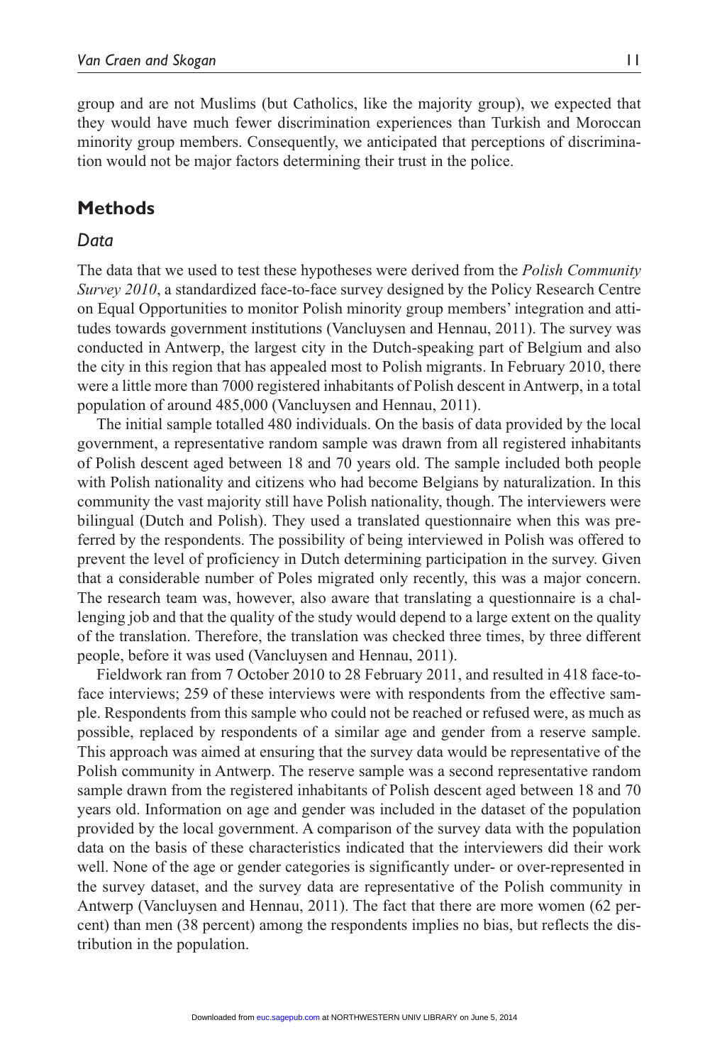group and are not Muslims (but Catholics, like the majority group), we expected that they would have much fewer discrimination experiences than Turkish and Moroccan minority group members. Consequently, we anticipated that perceptions of discrimination would not be major factors determining their trust in the police.

## Methods

### Data

The data that we used to test these hypotheses were derived from the *Polish Community Survey 2010*, a standardized face-to-face survey designed by the Policy Research Centre on Equal Opportunities to monitor Polish minority group members' integration and attitudes towards government institutions (Vancluysen and Hennau, 2011). The survey was conducted in Antwerp, the largest city in the Dutch-speaking part of Belgium and also the city in this region that has appealed most to Polish migrants. In February 2010, there were a little more than 7000 registered inhabitants of Polish descent in Antwerp, in a total population of around 485,000 (Vancluysen and Hennau, 2011).

The initial sample totalled 480 individuals. On the basis of data provided by the local government, a representative random sample was drawn from all registered inhabitants of Polish descent aged between 18 and 70 years old. The sample included both people with Polish nationality and citizens who had become Belgians by naturalization. In this community the vast majority still have Polish nationality, though. The interviewers were bilingual (Dutch and Polish). They used a translated questionnaire when this was preferred by the respondents. The possibility of being interviewed in Polish was offered to prevent the level of proficiency in Dutch determining participation in the survey. Given that a considerable number of Poles migrated only recently, this was a major concern. The research team was, however, also aware that translating a questionnaire is a challenging job and that the quality of the study would depend to a large extent on the quality of the translation. Therefore, the translation was checked three times, by three different people, before it was used (Vancluysen and Hennau, 2011).

Fieldwork ran from 7 October 2010 to 28 February 2011, and resulted in 418 face-to-face interviews; 259 of these interviews were with respondents from the effective sample. Respondents from this sample who could not be reached or refused were, as much as possible, replaced by respondents of a similar age and gender from a reserve sample. This approach was aimed at ensuring that the survey data would be representative of the Polish community in Antwerp. The reserve sample was a second representative random sample drawn from the registered inhabitants of Polish descent aged between 18 and 70 years old. Information on age and gender was included in the dataset of the population provided by the local government. A comparison of the survey data with the population data on the basis of these characteristics indicated that the interviewers did their work well. None of the age or gender categories is significantly under- or over-represented in the survey dataset, and the survey data are representative of the Polish community in Antwerp (Vancluysen and Hennau, 2011). The fact that there are more women (62 percent) than men (38 percent) among the respondents implies no bias, but reflects the distribution in the population.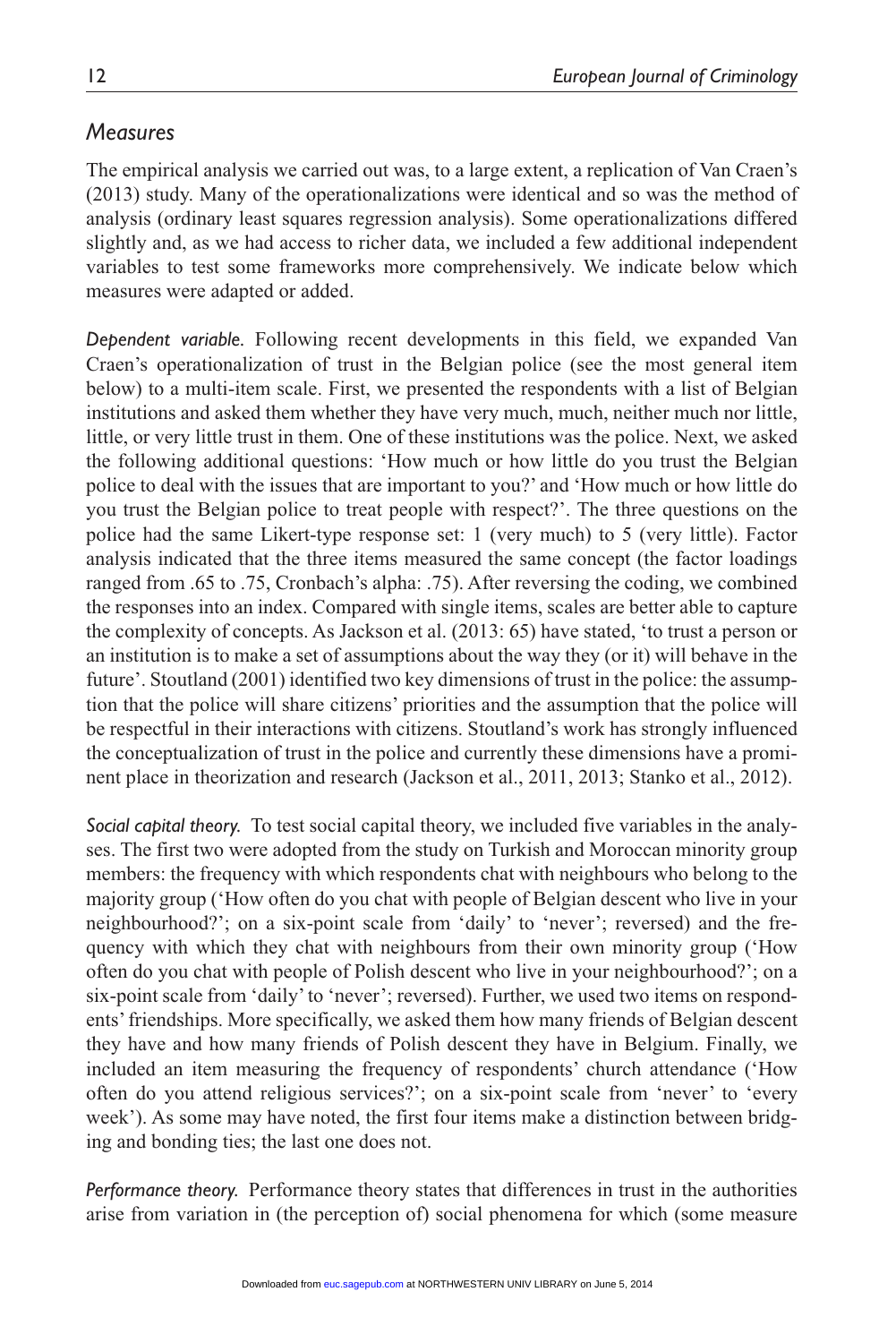## *Measures*

The empirical analysis we carried out was, to a large extent, a replication of Van Craen's (2013) study. Many of the operationalizations were identical and so was the method of analysis (ordinary least squares regression analysis). Some operationalizations differed slightly and, as we had access to richer data, we included a few additional independent variables to test some frameworks more comprehensively. We indicate below which measures were adapted or added.

*Dependent variable.* Following recent developments in this field, we expanded Van Craen's operationalization of trust in the Belgian police (see the most general item below) to a multi-item scale. First, we presented the respondents with a list of Belgian institutions and asked them whether they have very much, much, neither much nor little, little, or very little trust in them. One of these institutions was the police. Next, we asked the following additional questions: 'How much or how little do you trust the Belgian police to deal with the issues that are important to you?' and 'How much or how little do you trust the Belgian police to treat people with respect?'. The three questions on the police had the same Likert-type response set: 1 (very much) to 5 (very little). Factor analysis indicated that the three items measured the same concept (the factor loadings ranged from .65 to .75, Cronbach's alpha: .75). After reversing the coding, we combined the responses into an index. Compared with single items, scales are better able to capture the complexity of concepts. As Jackson et al. (2013: 65) have stated, 'to trust a person or an institution is to make a set of assumptions about the way they (or it) will behave in the future'. Stoutland (2001) identified two key dimensions of trust in the police: the assumption that the police will share citizens' priorities and the assumption that the police will be respectful in their interactions with citizens. Stoutland's work has strongly influenced the conceptualization of trust in the police and currently these dimensions have a prominent place in theorization and research (Jackson et al., 2011, 2013; Stanko et al., 2012).

*Social capital theory.* To test social capital theory, we included five variables in the analyses. The first two were adopted from the study on Turkish and Moroccan minority group members: the frequency with which respondents chat with neighbours who belong to the majority group ('How often do you chat with people of Belgian descent who live in your neighbourhood?'; on a six-point scale from 'daily' to 'never'; reversed) and the frequency with which they chat with neighbours from their own minority group ('How often do you chat with people of Polish descent who live in your neighbourhood?'; on a six-point scale from 'daily' to 'never'; reversed). Further, we used two items on respondents' friendships. More specifically, we asked them how many friends of Belgian descent they have and how many friends of Polish descent they have in Belgium. Finally, we included an item measuring the frequency of respondents' church attendance ('How often do you attend religious services?'; on a six-point scale from 'never' to 'every week'). As some may have noted, the first four items make a distinction between bridging and bonding ties; the last one does not.

*Performance theory.* Performance theory states that differences in trust in the authorities arise from variation in (the perception of) social phenomena for which (some measure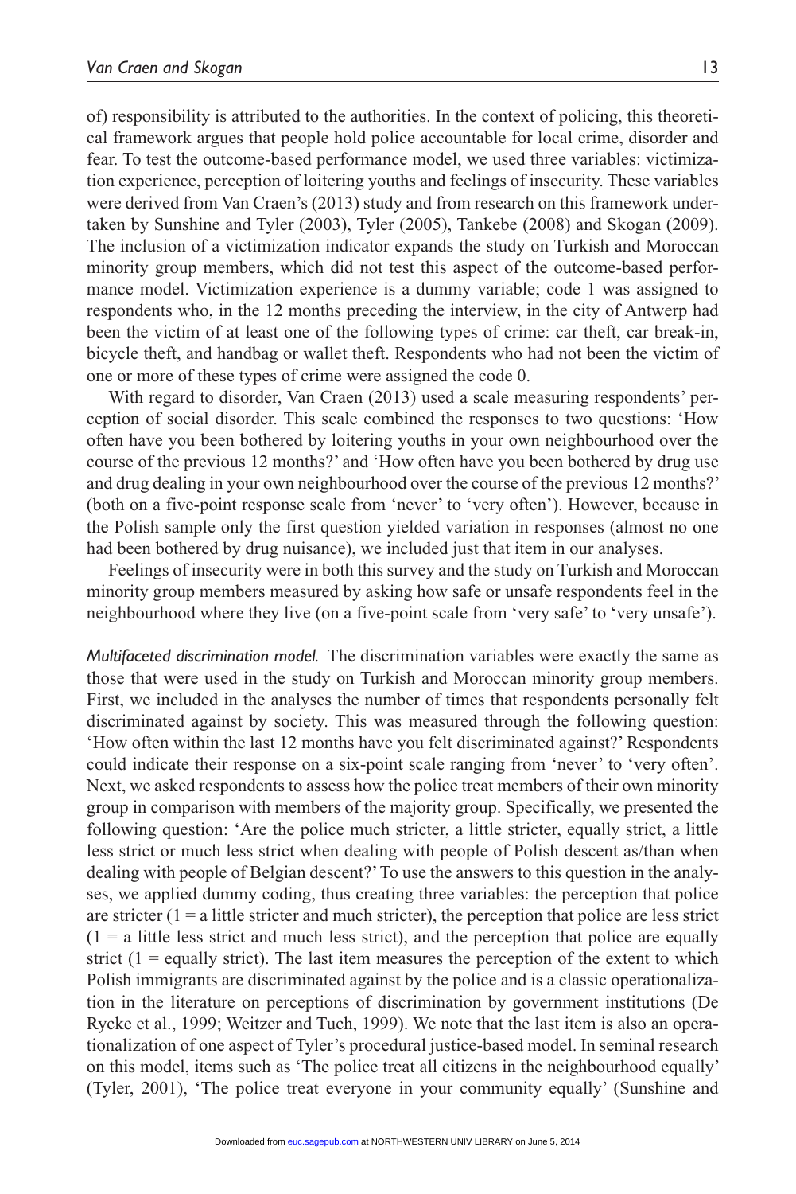of) responsibility is attributed to the authorities. In the context of policing, this theoretical framework argues that people hold police accountable for local crime, disorder and fear. To test the outcome-based performance model, we used three variables: victimization experience, perception of loitering youths and feelings of insecurity. These variables were derived from Van Craen's (2013) study and from research on this framework undertaken by Sunshine and Tyler (2003), Tyler (2005), Tankebe (2008) and Skogan (2009). The inclusion of a victimization indicator expands the study on Turkish and Moroccan minority group members, which did not test this aspect of the outcome-based performance model. Victimization experience is a dummy variable; code 1 was assigned to respondents who, in the 12 months preceding the interview, in the city of Antwerp had been the victim of at least one of the following types of crime: car theft, car break-in, bicycle theft, and handbag or wallet theft. Respondents who had not been the victim of one or more of these types of crime were assigned the code 0.

With regard to disorder, Van Craen (2013) used a scale measuring respondents' perception of social disorder. This scale combined the responses to two questions: 'How often have you been bothered by loitering youths in your own neighbourhood over the course of the previous 12 months?' and 'How often have you been bothered by drug use and drug dealing in your own neighbourhood over the course of the previous 12 months?' (both on a five-point response scale from 'never' to 'very often'). However, because in the Polish sample only the first question yielded variation in responses (almost no one had been bothered by drug nuisance), we included just that item in our analyses.

Feelings of insecurity were in both this survey and the study on Turkish and Moroccan minority group members measured by asking how safe or unsafe respondents feel in the neighbourhood where they live (on a five-point scale from 'very safe' to 'very unsafe').

*Multifaceted discrimination model.* The discrimination variables were exactly the same as those that were used in the study on Turkish and Moroccan minority group members. First, we included in the analyses the number of times that respondents personally felt discriminated against by society. This was measured through the following question: 'How often within the last 12 months have you felt discriminated against?' Respondents could indicate their response on a six-point scale ranging from 'never' to 'very often'. Next, we asked respondents to assess how the police treat members of their own minority group in comparison with members of the majority group. Specifically, we presented the following question: 'Are the police much stricter, a little stricter, equally strict, a little less strict or much less strict when dealing with people of Polish descent as/than when dealing with people of Belgian descent?' To use the answers to this question in the analyses, we applied dummy coding, thus creating three variables: the perception that police are stricter (1 = a little stricter and much stricter), the perception that police are less strict (1 = a little less strict and much less strict), and the perception that police are equally strict (1 = equally strict). The last item measures the perception of the extent to which Polish immigrants are discriminated against by the police and is a classic operationalization in the literature on perceptions of discrimination by government institutions (De Rycke et al., 1999; Weitzer and Tuch, 1999). We note that the last item is also an operationalization of one aspect of Tyler's procedural justice-based model. In seminal research on this model, items such as 'The police treat all citizens in the neighbourhood equally' (Tyler, 2001), 'The police treat everyone in your community equally' (Sunshine and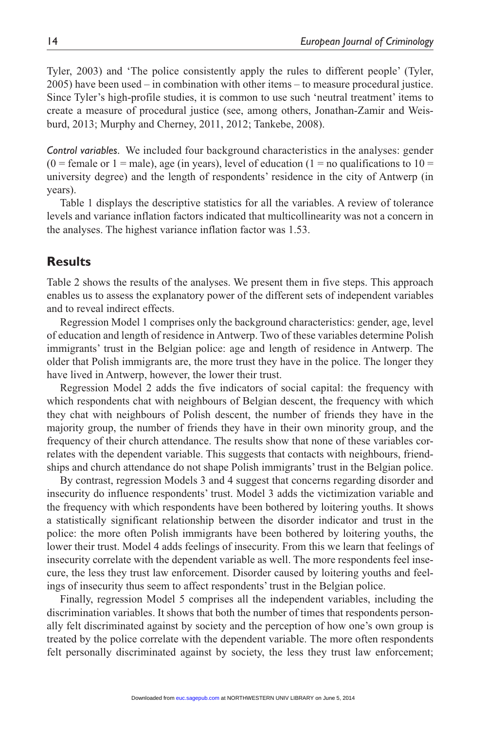Tyler, 2003) and 'The police consistently apply the rules to different people' (Tyler, 2005) have been used – in combination with other items – to measure procedural justice. Since Tyler's high-profile studies, it is common to use such 'neutral treatment' items to create a measure of procedural justice (see, among others, Jonathan-Zamir and Weisburd, 2013; Murphy and Cherney, 2011, 2012; Tankebe, 2008).

*Control variables.* We included four background characteristics in the analyses: gender (0 = female or 1 = male), age (in years), level of education (1 = no qualifications to 10 = university degree) and the length of respondents' residence in the city of Antwerp (in years).

Table 1 displays the descriptive statistics for all the variables. A review of tolerance levels and variance inflation factors indicated that multicollinearity was not a concern in the analyses. The highest variance inflation factor was 1.53.

## Results

Table 2 shows the results of the analyses. We present them in five steps. This approach enables us to assess the explanatory power of the different sets of independent variables and to reveal indirect effects.

Regression Model 1 comprises only the background characteristics: gender, age, level of education and length of residence in Antwerp. Two of these variables determine Polish immigrants' trust in the Belgian police: age and length of residence in Antwerp. The older that Polish immigrants are, the more trust they have in the police. The longer they have lived in Antwerp, however, the lower their trust.

Regression Model 2 adds the five indicators of social capital: the frequency with which respondents chat with neighbours of Belgian descent, the frequency with which they chat with neighbours of Polish descent, the number of friends they have in the majority group, the number of friends they have in their own minority group, and the frequency of their church attendance. The results show that none of these variables correlates with the dependent variable. This suggests that contacts with neighbours, friendships and church attendance do not shape Polish immigrants' trust in the Belgian police.

By contrast, regression Models 3 and 4 suggest that concerns regarding disorder and insecurity do influence respondents' trust. Model 3 adds the victimization variable and the frequency with which respondents have been bothered by loitering youths. It shows a statistically significant relationship between the disorder indicator and trust in the police: the more often Polish immigrants have been bothered by loitering youths, the lower their trust. Model 4 adds feelings of insecurity. From this we learn that feelings of insecurity correlate with the dependent variable as well. The more respondents feel insecure, the less they trust law enforcement. Disorder caused by loitering youths and feelings of insecurity thus seem to affect respondents' trust in the Belgian police.

Finally, regression Model 5 comprises all the independent variables, including the discrimination variables. It shows that both the number of times that respondents personally felt discriminated against by society and the perception of how one's own group is treated by the police correlate with the dependent variable. The more often respondents felt personally discriminated against by society, the less they trust law enforcement;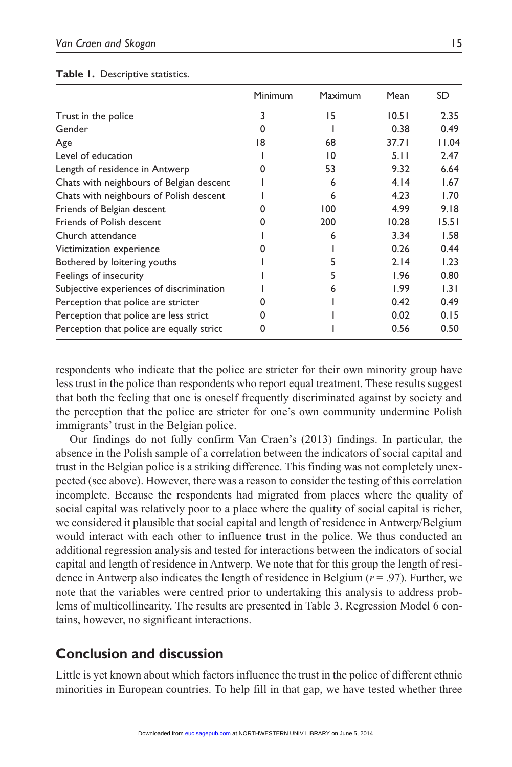**Table 1.** Descriptive statistics.

| | Minimum | Maximum | Mean | SD |
|---|---|---|---|---|
| Trust in the police | 3 | 15 | 10.51 | 2.35 |
| Gender | 0 | 1 | 0.38 | 0.49 |
| Age | 18 | 68 | 37.71 | 11.04 |
| Level of education | 1 | 10 | 5.11 | 2.47 |
| Length of residence in Antwerp | 0 | 53 | 9.32 | 6.64 |
| Chats with neighbours of Belgian descent | 1 | 6 | 4.14 | 1.67 |
| Chats with neighbours of Polish descent | 1 | 6 | 4.23 | 1.70 |
| Friends of Belgian descent | 0 | 100 | 4.99 | 9.18 |
| Friends of Polish descent | 0 | 200 | 10.28 | 15.51 |
| Church attendance | 1 | 6 | 3.34 | 1.58 |
| Victimization experience | 0 | 1 | 0.26 | 0.44 |
| Bothered by loitering youths | 1 | 5 | 2.14 | 1.23 |
| Feelings of insecurity | 1 | 5 | 1.96 | 0.80 |
| Subjective experiences of discrimination | 1 | 6 | 1.99 | 1.31 |
| Perception that police are stricter | 0 | 1 | 0.42 | 0.49 |
| Perception that police are less strict | 0 | 1 | 0.02 | 0.15 |
| Perception that police are equally strict | 0 | 1 | 0.56 | 0.50 |

respondents who indicate that the police are stricter for their own minority group have less trust in the police than respondents who report equal treatment. These results suggest that both the feeling that one is oneself frequently discriminated against by society and the perception that the police are stricter for one's own community undermine Polish immigrants' trust in the Belgian police.

Our findings do not fully confirm Van Craen's (2013) findings. In particular, the absence in the Polish sample of a correlation between the indicators of social capital and trust in the Belgian police is a striking difference. This finding was not completely unexpected (see above). However, there was a reason to consider the testing of this correlation incomplete. Because the respondents had migrated from places where the quality of social capital was relatively poor to a place where the quality of social capital is richer, we considered it plausible that social capital and length of residence in Antwerp/Belgium would interact with each other to influence trust in the police. We thus conducted an additional regression analysis and tested for interactions between the indicators of social capital and length of residence in Antwerp. We note that for this group the length of residence in Antwerp also indicates the length of residence in Belgium ($r = .97$). Further, we note that the variables were centred prior to undertaking this analysis to address problems of multicollinearity. The results are presented in Table 3. Regression Model 6 contains, however, no significant interactions.

## Conclusion and discussion

Little is yet known about which factors influence the trust in the police of different ethnic minorities in European countries. To help fill in that gap, we have tested whether three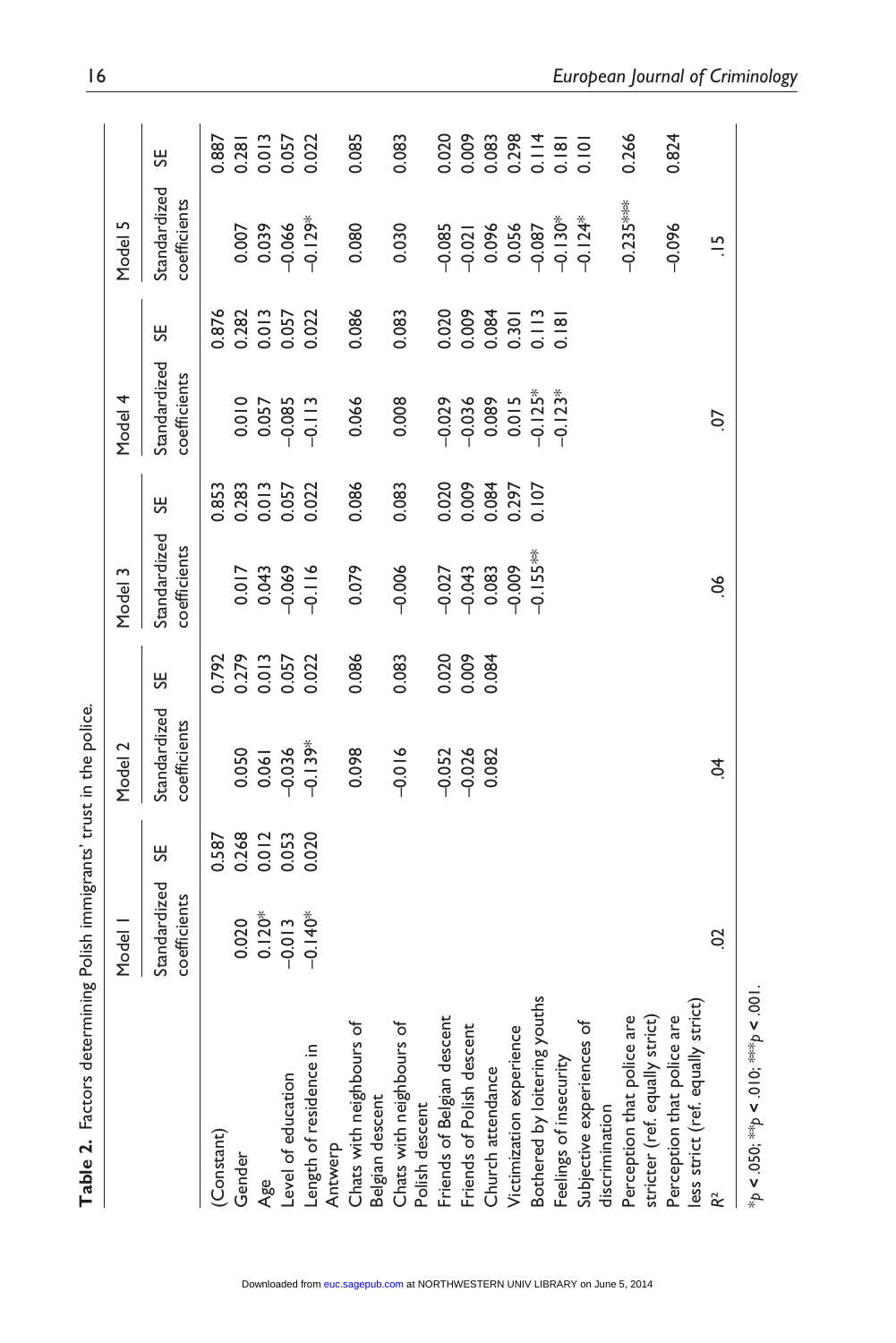**Table 2.** Factors determining Polish immigrants' trust in the police.

| | Model 1 | | Model 2 | | Model 3 | | Model 4 | | Model 5 | |
|---|---|---|---|---|---|---|---|---|---|---|
| | Standardized coefficients | SE | Standardized coefficients | SE | Standardized coefficients | SE | Standardized coefficients | SE | Standardized coefficients | SE |
| (Constant) | | 0.587 | | 0.792 | | 0.853 | | 0.876 | | 0.887 |
| Gender | 0.020 | 0.268 | 0.050 | 0.279 | 0.017 | 0.283 | 0.010 | 0.282 | 0.007 | 0.281 |
| Age | 0.120* | 0.012 | 0.061 | 0.013 | 0.043 | 0.013 | 0.057 | 0.013 | 0.039 | 0.013 |
| Level of education | −0.013 | 0.053 | −0.036 | 0.057 | −0.069 | 0.057 | −0.085 | 0.057 | −0.066 | 0.057 |
| Length of residence in Antwerp | −0.140* | 0.020 | −0.139* | 0.022 | −0.116 | 0.022 | −0.113 | 0.022 | −0.129* | 0.022 |
| Chats with neighbours of Belgian descent | | | 0.098 | 0.086 | 0.079 | 0.086 | 0.066 | 0.086 | 0.080 | 0.085 |
| Chats with neighbours of Polish descent | | | −0.016 | 0.083 | −0.006 | 0.083 | 0.008 | 0.083 | 0.030 | 0.083 |
| Friends of Belgian descent | | | −0.052 | 0.020 | −0.027 | 0.020 | −0.029 | 0.020 | −0.085 | 0.020 |
| Friends of Polish descent | | | −0.026 | 0.009 | −0.043 | 0.009 | −0.036 | 0.009 | −0.021 | 0.009 |
| Church attendance | | | 0.082 | 0.084 | 0.083 | 0.084 | 0.089 | 0.084 | 0.096 | 0.083 |
| Victimization experience | | | | | −0.009 | 0.297 | 0.015 | 0.301 | 0.056 | 0.298 |
| Bothered by loitering youths | | | | | −0.155** | 0.107 | −0.125* | 0.113 | −0.087 | 0.114 |
| Feelings of insecurity | | | | | | | −0.123* | 0.181 | −0.130* | 0.181 |
| Subjective experiences of discrimination | | | | | | | | | −0.124* | 0.101 |
| Perception that police are stricter (ref. equally strict) | | | | | | | | | −0.235*** | 0.266 |
| Perception that police are less strict (ref. equally strict) | | | | | | | | | −0.096 | 0.824 |
| $R^2$ | .02 | | .04 | | .06 | | .07 | | .15 | |

*$p < .050$; **$p < .010$; ***$p < .001$.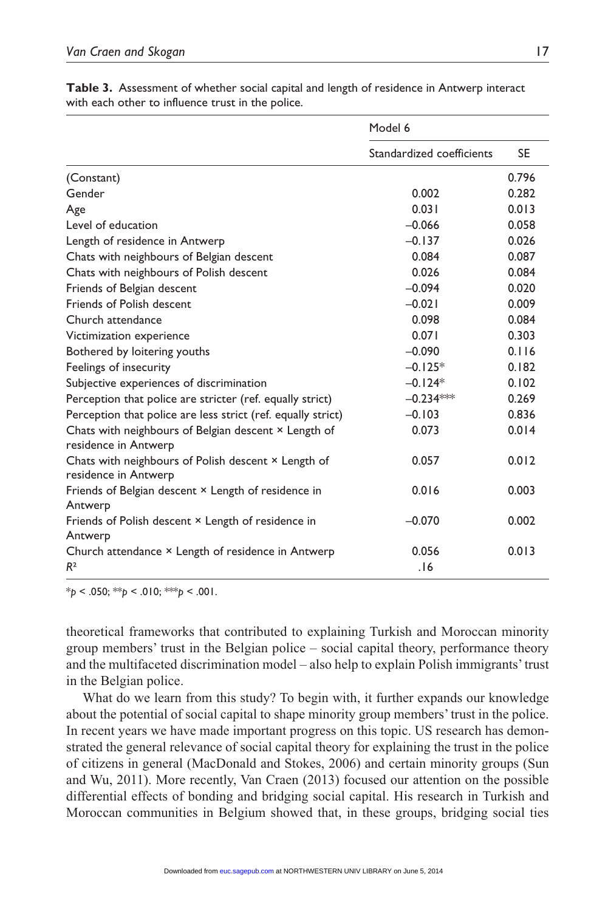**Table 3.** Assessment of whether social capital and length of residence in Antwerp interact with each other to influence trust in the police.

| | Model 6 | |
|---|---|---|
| | Standardized coefficients | SE |
| (Constant) | | 0.796 |
| Gender | 0.002 | 0.282 |
| Age | 0.031 | 0.013 |
| Level of education | –0.066 | 0.058 |
| Length of residence in Antwerp | –0.137 | 0.026 |
| Chats with neighbours of Belgian descent | 0.084 | 0.087 |
| Chats with neighbours of Polish descent | 0.026 | 0.084 |
| Friends of Belgian descent | –0.094 | 0.020 |
| Friends of Polish descent | –0.021 | 0.009 |
| Church attendance | 0.098 | 0.084 |
| Victimization experience | 0.071 | 0.303 |
| Bothered by loitering youths | –0.090 | 0.116 |
| Feelings of insecurity | –0.125* | 0.182 |
| Subjective experiences of discrimination | –0.124* | 0.102 |
| Perception that police are stricter (ref. equally strict) | –0.234*** | 0.269 |
| Perception that police are less strict (ref. equally strict) | –0.103 | 0.836 |
| Chats with neighbours of Belgian descent × Length of residence in Antwerp | 0.073 | 0.014 |
| Chats with neighbours of Polish descent × Length of residence in Antwerp | 0.057 | 0.012 |
| Friends of Belgian descent × Length of residence in Antwerp | 0.016 | 0.003 |
| Friends of Polish descent × Length of residence in Antwerp | –0.070 | 0.002 |
| Church attendance × Length of residence in Antwerp | 0.056 | 0.013 |
| $R^2$ | .16 | |

*$p$ < .050; **$p$ < .010; ***$p$ < .001.

theoretical frameworks that contributed to explaining Turkish and Moroccan minority group members' trust in the Belgian police – social capital theory, performance theory and the multifaceted discrimination model – also help to explain Polish immigrants' trust in the Belgian police.

What do we learn from this study? To begin with, it further expands our knowledge about the potential of social capital to shape minority group members' trust in the police. In recent years we have made important progress on this topic. US research has demonstrated the general relevance of social capital theory for explaining the trust in the police of citizens in general (MacDonald and Stokes, 2006) and certain minority groups (Sun and Wu, 2011). More recently, Van Craen (2013) focused our attention on the possible differential effects of bonding and bridging social capital. His research in Turkish and Moroccan communities in Belgium showed that, in these groups, bridging social ties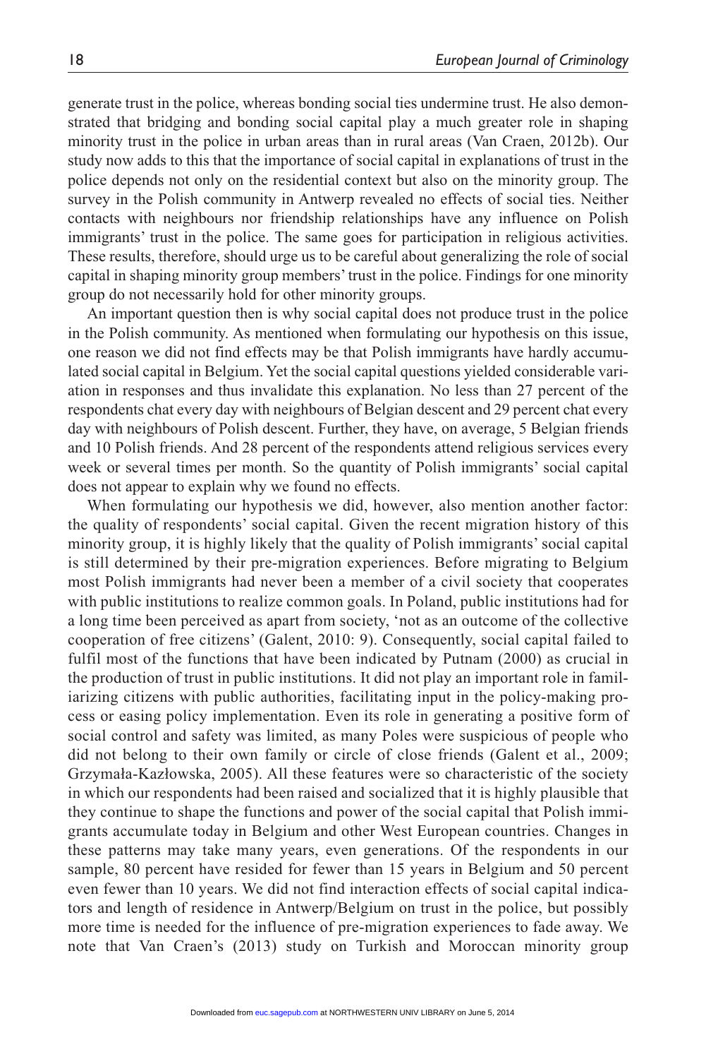generate trust in the police, whereas bonding social ties undermine trust. He also demonstrated that bridging and bonding social capital play a much greater role in shaping minority trust in the police in urban areas than in rural areas (Van Craen, 2012b). Our study now adds to this that the importance of social capital in explanations of trust in the police depends not only on the residential context but also on the minority group. The survey in the Polish community in Antwerp revealed no effects of social ties. Neither contacts with neighbours nor friendship relationships have any influence on Polish immigrants' trust in the police. The same goes for participation in religious activities. These results, therefore, should urge us to be careful about generalizing the role of social capital in shaping minority group members' trust in the police. Findings for one minority group do not necessarily hold for other minority groups.

An important question then is why social capital does not produce trust in the police in the Polish community. As mentioned when formulating our hypothesis on this issue, one reason we did not find effects may be that Polish immigrants have hardly accumulated social capital in Belgium. Yet the social capital questions yielded considerable variation in responses and thus invalidate this explanation. No less than 27 percent of the respondents chat every day with neighbours of Belgian descent and 29 percent chat every day with neighbours of Polish descent. Further, they have, on average, 5 Belgian friends and 10 Polish friends. And 28 percent of the respondents attend religious services every week or several times per month. So the quantity of Polish immigrants' social capital does not appear to explain why we found no effects.

When formulating our hypothesis we did, however, also mention another factor: the quality of respondents' social capital. Given the recent migration history of this minority group, it is highly likely that the quality of Polish immigrants' social capital is still determined by their pre-migration experiences. Before migrating to Belgium most Polish immigrants had never been a member of a civil society that cooperates with public institutions to realize common goals. In Poland, public institutions had for a long time been perceived as apart from society, 'not as an outcome of the collective cooperation of free citizens' (Galent, 2010: 9). Consequently, social capital failed to fulfil most of the functions that have been indicated by Putnam (2000) as crucial in the production of trust in public institutions. It did not play an important role in familiarizing citizens with public authorities, facilitating input in the policy-making process or easing policy implementation. Even its role in generating a positive form of social control and safety was limited, as many Poles were suspicious of people who did not belong to their own family or circle of close friends (Galent et al., 2009; Grzymała-Kazłowska, 2005). All these features were so characteristic of the society in which our respondents had been raised and socialized that it is highly plausible that they continue to shape the functions and power of the social capital that Polish immigrants accumulate today in Belgium and other West European countries. Changes in these patterns may take many years, even generations. Of the respondents in our sample, 80 percent have resided for fewer than 15 years in Belgium and 50 percent even fewer than 10 years. We did not find interaction effects of social capital indicators and length of residence in Antwerp/Belgium on trust in the police, but possibly more time is needed for the influence of pre-migration experiences to fade away. We note that Van Craen's (2013) study on Turkish and Moroccan minority group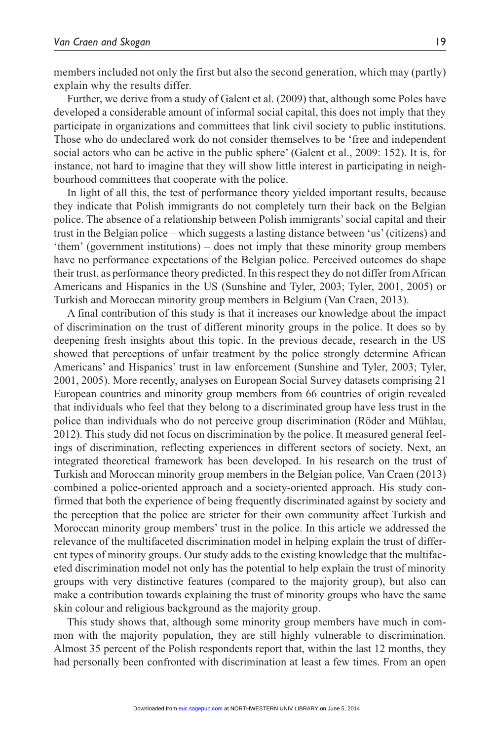members included not only the first but also the second generation, which may (partly) explain why the results differ.

Further, we derive from a study of Galent et al. (2009) that, although some Poles have developed a considerable amount of informal social capital, this does not imply that they participate in organizations and committees that link civil society to public institutions. Those who do undeclared work do not consider themselves to be 'free and independent social actors who can be active in the public sphere' (Galent et al., 2009: 152). It is, for instance, not hard to imagine that they will show little interest in participating in neighbourhood committees that cooperate with the police.

In light of all this, the test of performance theory yielded important results, because they indicate that Polish immigrants do not completely turn their back on the Belgian police. The absence of a relationship between Polish immigrants' social capital and their trust in the Belgian police – which suggests a lasting distance between 'us' (citizens) and 'them' (government institutions) – does not imply that these minority group members have no performance expectations of the Belgian police. Perceived outcomes do shape their trust, as performance theory predicted. In this respect they do not differ from African Americans and Hispanics in the US (Sunshine and Tyler, 2003; Tyler, 2001, 2005) or Turkish and Moroccan minority group members in Belgium (Van Craen, 2013).

A final contribution of this study is that it increases our knowledge about the impact of discrimination on the trust of different minority groups in the police. It does so by deepening fresh insights about this topic. In the previous decade, research in the US showed that perceptions of unfair treatment by the police strongly determine African Americans' and Hispanics' trust in law enforcement (Sunshine and Tyler, 2003; Tyler, 2001, 2005). More recently, analyses on European Social Survey datasets comprising 21 European countries and minority group members from 66 countries of origin revealed that individuals who feel that they belong to a discriminated group have less trust in the police than individuals who do not perceive group discrimination (Röder and Mühlau, 2012). This study did not focus on discrimination by the police. It measured general feelings of discrimination, reflecting experiences in different sectors of society. Next, an integrated theoretical framework has been developed. In his research on the trust of Turkish and Moroccan minority group members in the Belgian police, Van Craen (2013) combined a police-oriented approach and a society-oriented approach. His study confirmed that both the experience of being frequently discriminated against by society and the perception that the police are stricter for their own community affect Turkish and Moroccan minority group members' trust in the police. In this article we addressed the relevance of the multifaceted discrimination model in helping explain the trust of different types of minority groups. Our study adds to the existing knowledge that the multifaceted discrimination model not only has the potential to help explain the trust of minority groups with very distinctive features (compared to the majority group), but also can make a contribution towards explaining the trust of minority groups who have the same skin colour and religious background as the majority group.

This study shows that, although some minority group members have much in common with the majority population, they are still highly vulnerable to discrimination. Almost 35 percent of the Polish respondents report that, within the last 12 months, they had personally been confronted with discrimination at least a few times. From an open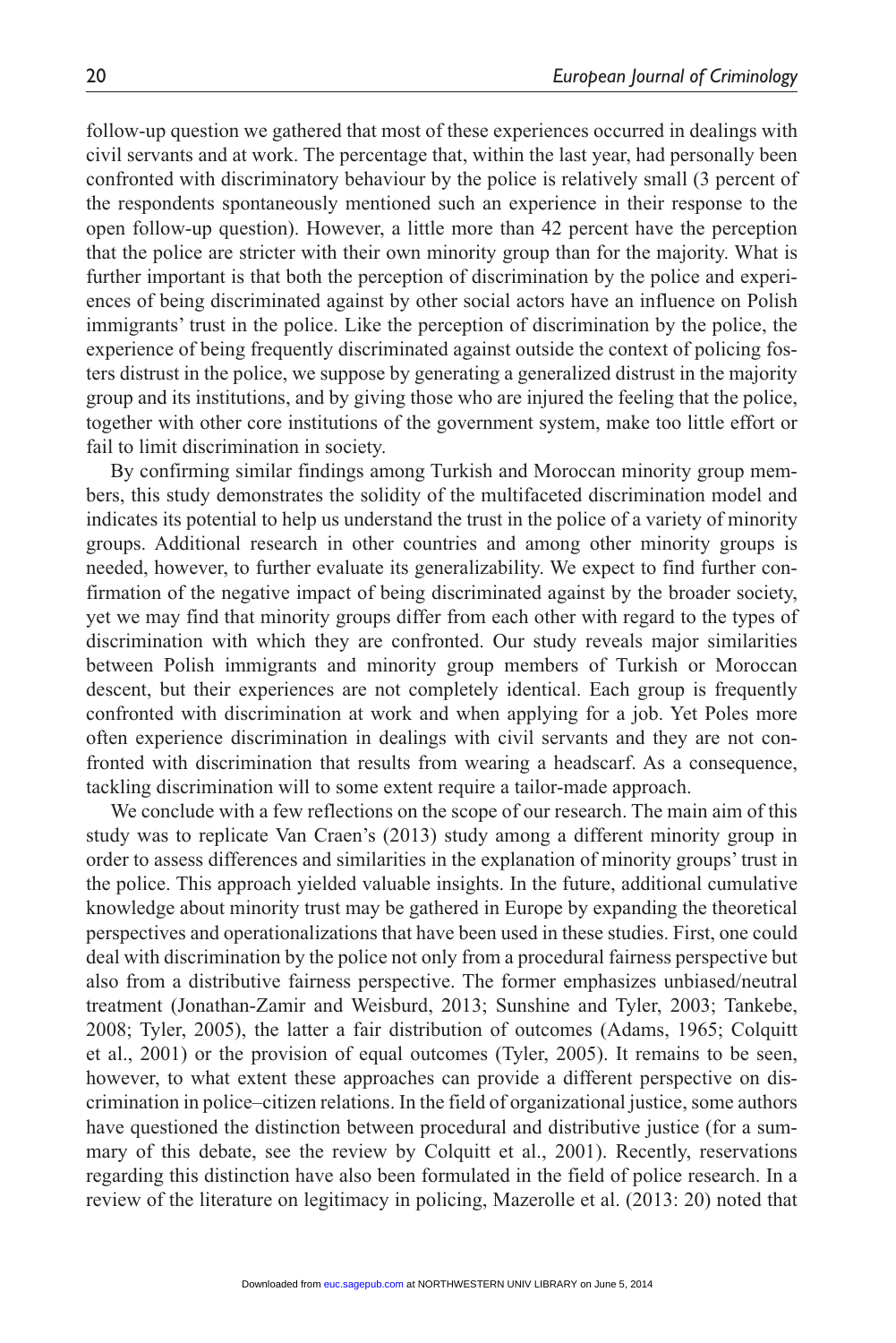follow-up question we gathered that most of these experiences occurred in dealings with civil servants and at work. The percentage that, within the last year, had personally been confronted with discriminatory behaviour by the police is relatively small (3 percent of the respondents spontaneously mentioned such an experience in their response to the open follow-up question). However, a little more than 42 percent have the perception that the police are stricter with their own minority group than for the majority. What is further important is that both the perception of discrimination by the police and experiences of being discriminated against by other social actors have an influence on Polish immigrants' trust in the police. Like the perception of discrimination by the police, the experience of being frequently discriminated against outside the context of policing fosters distrust in the police, we suppose by generating a generalized distrust in the majority group and its institutions, and by giving those who are injured the feeling that the police, together with other core institutions of the government system, make too little effort or fail to limit discrimination in society.

By confirming similar findings among Turkish and Moroccan minority group members, this study demonstrates the solidity of the multifaceted discrimination model and indicates its potential to help us understand the trust in the police of a variety of minority groups. Additional research in other countries and among other minority groups is needed, however, to further evaluate its generalizability. We expect to find further confirmation of the negative impact of being discriminated against by the broader society, yet we may find that minority groups differ from each other with regard to the types of discrimination with which they are confronted. Our study reveals major similarities between Polish immigrants and minority group members of Turkish or Moroccan descent, but their experiences are not completely identical. Each group is frequently confronted with discrimination at work and when applying for a job. Yet Poles more often experience discrimination in dealings with civil servants and they are not confronted with discrimination that results from wearing a headscarf. As a consequence, tackling discrimination will to some extent require a tailor-made approach.

We conclude with a few reflections on the scope of our research. The main aim of this study was to replicate Van Craen's (2013) study among a different minority group in order to assess differences and similarities in the explanation of minority groups' trust in the police. This approach yielded valuable insights. In the future, additional cumulative knowledge about minority trust may be gathered in Europe by expanding the theoretical perspectives and operationalizations that have been used in these studies. First, one could deal with discrimination by the police not only from a procedural fairness perspective but also from a distributive fairness perspective. The former emphasizes unbiased/neutral treatment (Jonathan-Zamir and Weisburd, 2013; Sunshine and Tyler, 2003; Tankebe, 2008; Tyler, 2005), the latter a fair distribution of outcomes (Adams, 1965; Colquitt et al., 2001) or the provision of equal outcomes (Tyler, 2005). It remains to be seen, however, to what extent these approaches can provide a different perspective on discrimination in police–citizen relations. In the field of organizational justice, some authors have questioned the distinction between procedural and distributive justice (for a summary of this debate, see the review by Colquitt et al., 2001). Recently, reservations regarding this distinction have also been formulated in the field of police research. In a review of the literature on legitimacy in policing, Mazerolle et al. (2013: 20) noted that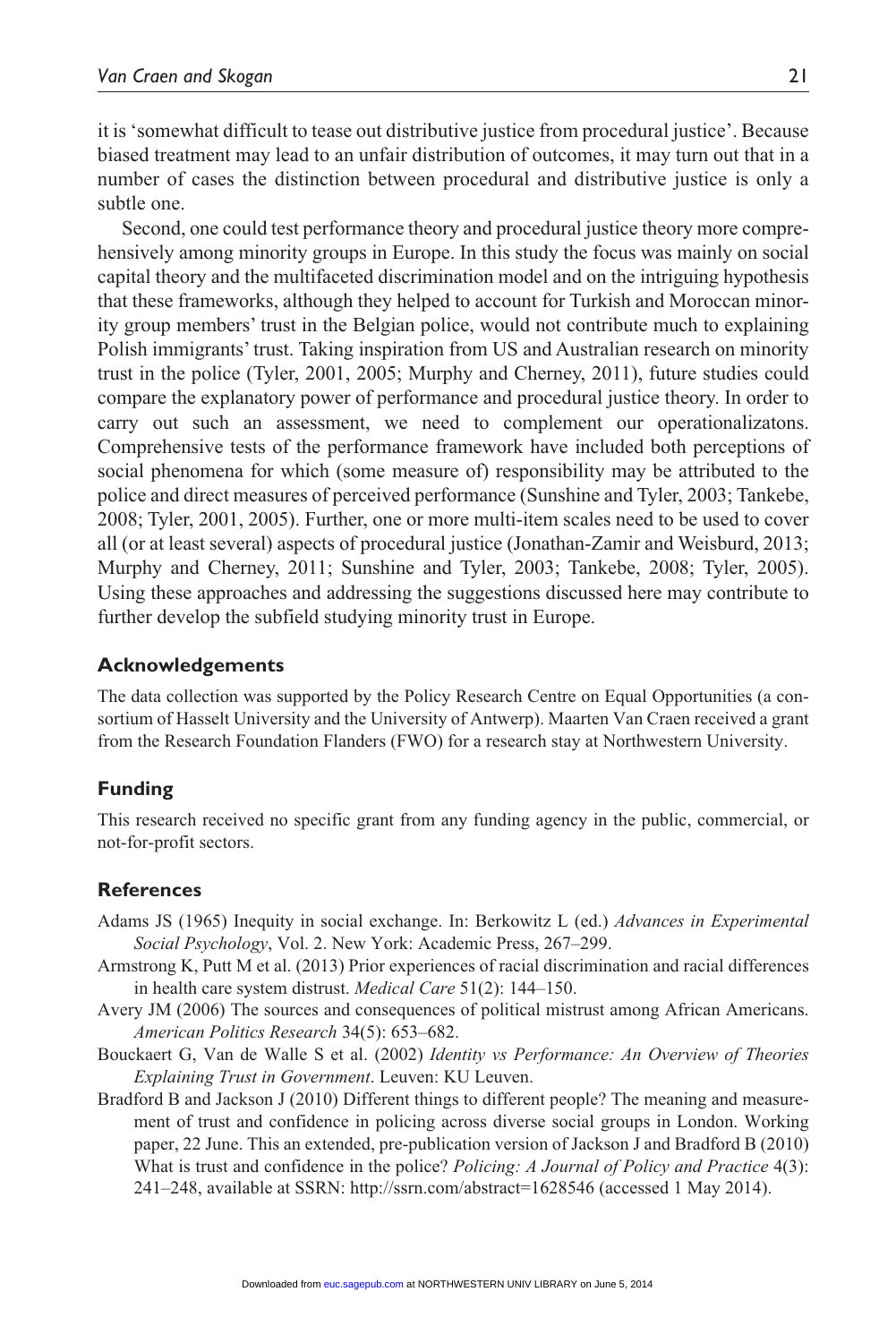it is 'somewhat difficult to tease out distributive justice from procedural justice'. Because biased treatment may lead to an unfair distribution of outcomes, it may turn out that in a number of cases the distinction between procedural and distributive justice is only a subtle one.

Second, one could test performance theory and procedural justice theory more comprehensively among minority groups in Europe. In this study the focus was mainly on social capital theory and the multifaceted discrimination model and on the intriguing hypothesis that these frameworks, although they helped to account for Turkish and Moroccan minority group members' trust in the Belgian police, would not contribute much to explaining Polish immigrants' trust. Taking inspiration from US and Australian research on minority trust in the police (Tyler, 2001, 2005; Murphy and Cherney, 2011), future studies could compare the explanatory power of performance and procedural justice theory. In order to carry out such an assessment, we need to complement our operationalizatons. Comprehensive tests of the performance framework have included both perceptions of social phenomena for which (some measure of) responsibility may be attributed to the police and direct measures of perceived performance (Sunshine and Tyler, 2003; Tankebe, 2008; Tyler, 2001, 2005). Further, one or more multi-item scales need to be used to cover all (or at least several) aspects of procedural justice (Jonathan-Zamir and Weisburd, 2013; Murphy and Cherney, 2011; Sunshine and Tyler, 2003; Tankebe, 2008; Tyler, 2005). Using these approaches and addressing the suggestions discussed here may contribute to further develop the subfield studying minority trust in Europe.

## Acknowledgements

The data collection was supported by the Policy Research Centre on Equal Opportunities (a consortium of Hasselt University and the University of Antwerp). Maarten Van Craen received a grant from the Research Foundation Flanders (FWO) for a research stay at Northwestern University.

## Funding

This research received no specific grant from any funding agency in the public, commercial, or not-for-profit sectors.

## References

Adams JS (1965) Inequity in social exchange. In: Berkowitz L (ed.) *Advances in Experimental Social Psychology*, Vol. 2. New York: Academic Press, 267–299.

Armstrong K, Putt M et al. (2013) Prior experiences of racial discrimination and racial differences in health care system distrust. *Medical Care* 51(2): 144–150.

Avery JM (2006) The sources and consequences of political mistrust among African Americans. *American Politics Research* 34(5): 653–682.

Bouckaert G, Van de Walle S et al. (2002) *Identity vs Performance: An Overview of Theories Explaining Trust in Government*. Leuven: KU Leuven.

Bradford B and Jackson J (2010) Different things to different people? The meaning and measurement of trust and confidence in policing across diverse social groups in London. Working paper, 22 June. This an extended, pre-publication version of Jackson J and Bradford B (2010) What is trust and confidence in the police? *Policing: A Journal of Policy and Practice* 4(3): 241–248, available at SSRN: http://ssrn.com/abstract=1628546 (accessed 1 May 2014).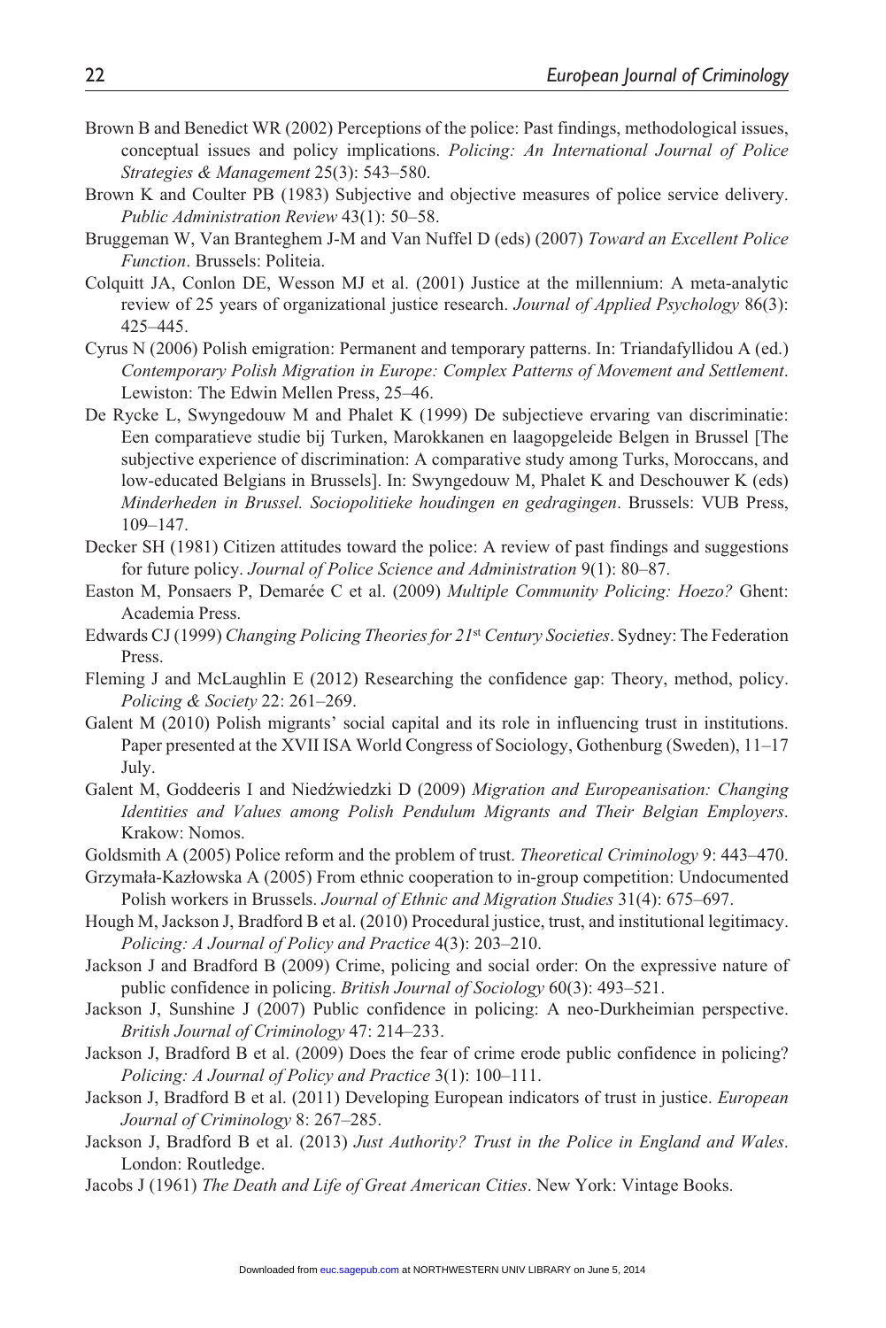Brown B and Benedict WR (2002) Perceptions of the police: Past findings, methodological issues, conceptual issues and policy implications. *Policing: An International Journal of Police Strategies & Management* 25(3): 543–580.

Brown K and Coulter PB (1983) Subjective and objective measures of police service delivery. *Public Administration Review* 43(1): 50–58.

Bruggeman W, Van Branteghem J-M and Van Nuffel D (eds) (2007) *Toward an Excellent Police Function*. Brussels: Politeia.

Colquitt JA, Conlon DE, Wesson MJ et al. (2001) Justice at the millennium: A meta-analytic review of 25 years of organizational justice research. *Journal of Applied Psychology* 86(3): 425–445.

Cyrus N (2006) Polish emigration: Permanent and temporary patterns. In: Triandafyllidou A (ed.) *Contemporary Polish Migration in Europe: Complex Patterns of Movement and Settlement*. Lewiston: The Edwin Mellen Press, 25–46.

De Rycke L, Swyngedouw M and Phalet K (1999) De subjectieve ervaring van discriminatie: Een comparatieve studie bij Turken, Marokkanen en laagopgeleide Belgen in Brussel [The subjective experience of discrimination: A comparative study among Turks, Moroccans, and low-educated Belgians in Brussels]. In: Swyngedouw M, Phalet K and Deschouwer K (eds) *Minderheden in Brussel. Sociopolitieke houdingen en gedragingen*. Brussels: VUB Press, 109–147.

Decker SH (1981) Citizen attitudes toward the police: A review of past findings and suggestions for future policy. *Journal of Police Science and Administration* 9(1): 80–87.

Easton M, Ponsaers P, Demarée C et al. (2009) *Multiple Community Policing: Hoezo?* Ghent: Academia Press.

Edwards CJ (1999) *Changing Policing Theories for 21st Century Societies*. Sydney: The Federation Press.

Fleming J and McLaughlin E (2012) Researching the confidence gap: Theory, method, policy. *Policing & Society* 22: 261–269.

Galent M (2010) Polish migrants' social capital and its role in influencing trust in institutions. Paper presented at the XVII ISA World Congress of Sociology, Gothenburg (Sweden), 11–17 July.

Galent M, Goddeeris I and Niedźwiedzki D (2009) *Migration and Europeanisation: Changing Identities and Values among Polish Pendulum Migrants and Their Belgian Employers*. Krakow: Nomos.

Goldsmith A (2005) Police reform and the problem of trust. *Theoretical Criminology* 9: 443–470.

Grzymała-Kazłowska A (2005) From ethnic cooperation to in-group competition: Undocumented Polish workers in Brussels. *Journal of Ethnic and Migration Studies* 31(4): 675–697.

Hough M, Jackson J, Bradford B et al. (2010) Procedural justice, trust, and institutional legitimacy. *Policing: A Journal of Policy and Practice* 4(3): 203–210.

Jackson J and Bradford B (2009) Crime, policing and social order: On the expressive nature of public confidence in policing. *British Journal of Sociology* 60(3): 493–521.

Jackson J, Sunshine J (2007) Public confidence in policing: A neo-Durkheimian perspective. *British Journal of Criminology* 47: 214–233.

Jackson J, Bradford B et al. (2009) Does the fear of crime erode public confidence in policing? *Policing: A Journal of Policy and Practice* 3(1): 100–111.

Jackson J, Bradford B et al. (2011) Developing European indicators of trust in justice. *European Journal of Criminology* 8: 267–285.

Jackson J, Bradford B et al. (2013) *Just Authority? Trust in the Police in England and Wales*. London: Routledge.

Jacobs J (1961) *The Death and Life of Great American Cities*. New York: Vintage Books.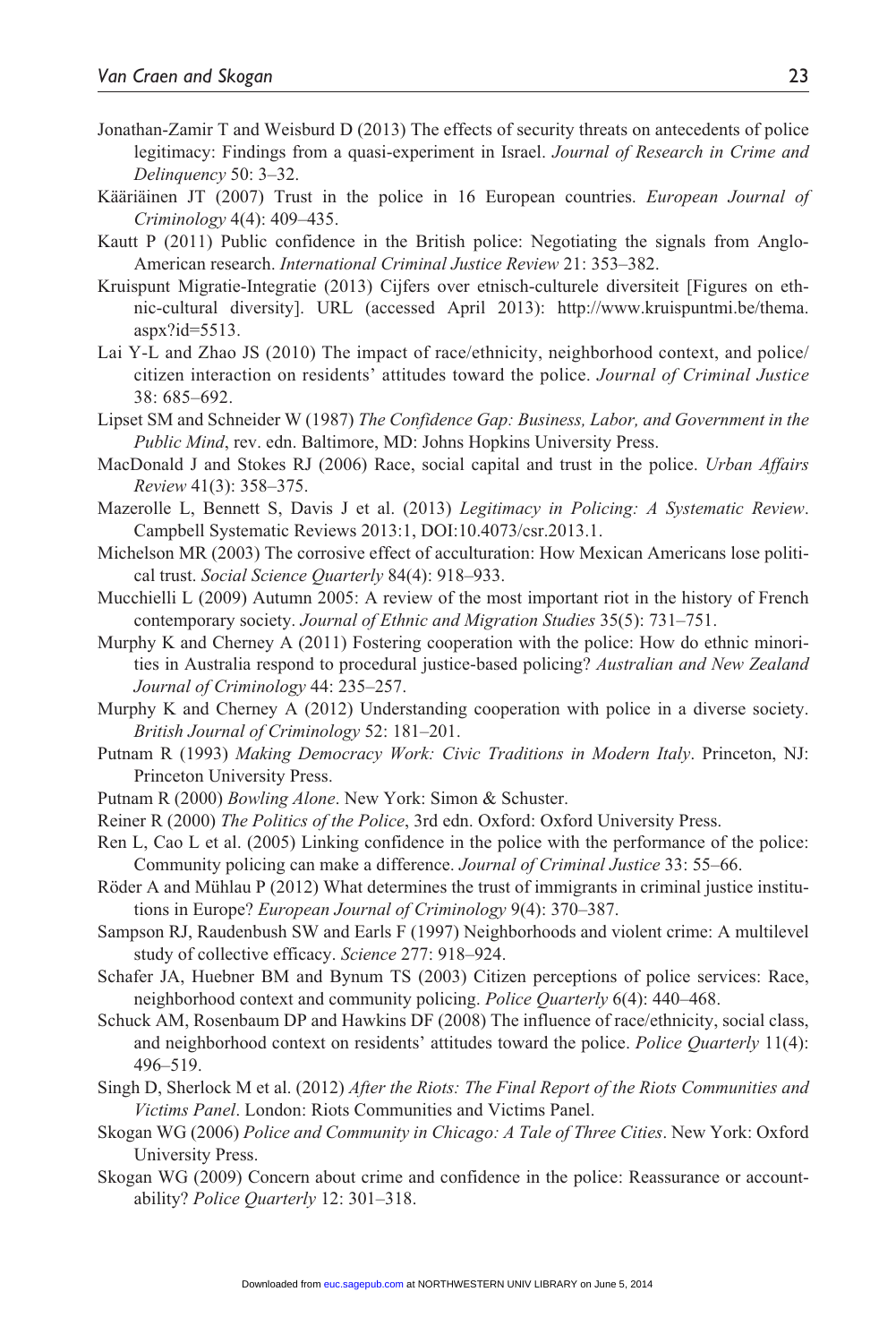Jonathan-Zamir T and Weisburd D (2013) The effects of security threats on antecedents of police legitimacy: Findings from a quasi-experiment in Israel. *Journal of Research in Crime and Delinquency* 50: 3–32.

Kääriäinen JT (2007) Trust in the police in 16 European countries. *European Journal of Criminology* 4(4): 409–435.

Kautt P (2011) Public confidence in the British police: Negotiating the signals from Anglo-American research. *International Criminal Justice Review* 21: 353–382.

Kruispunt Migratie-Integratie (2013) Cijfers over etnisch-culturele diversiteit [Figures on ethnic-cultural diversity]. URL (accessed April 2013): http://www.kruispuntmi.be/thema.aspx?id=5513.

Lai Y-L and Zhao JS (2010) The impact of race/ethnicity, neighborhood context, and police/citizen interaction on residents' attitudes toward the police. *Journal of Criminal Justice* 38: 685–692.

Lipset SM and Schneider W (1987) *The Confidence Gap: Business, Labor, and Government in the Public Mind*, rev. edn. Baltimore, MD: Johns Hopkins University Press.

MacDonald J and Stokes RJ (2006) Race, social capital and trust in the police. *Urban Affairs Review* 41(3): 358–375.

Mazerolle L, Bennett S, Davis J et al. (2013) *Legitimacy in Policing: A Systematic Review*. Campbell Systematic Reviews 2013:1, DOI:10.4073/csr.2013.1.

Michelson MR (2003) The corrosive effect of acculturation: How Mexican Americans lose political trust. *Social Science Quarterly* 84(4): 918–933.

Mucchielli L (2009) Autumn 2005: A review of the most important riot in the history of French contemporary society. *Journal of Ethnic and Migration Studies* 35(5): 731–751.

Murphy K and Cherney A (2011) Fostering cooperation with the police: How do ethnic minorities in Australia respond to procedural justice-based policing? *Australian and New Zealand Journal of Criminology* 44: 235–257.

Murphy K and Cherney A (2012) Understanding cooperation with police in a diverse society. *British Journal of Criminology* 52: 181–201.

Putnam R (1993) *Making Democracy Work: Civic Traditions in Modern Italy*. Princeton, NJ: Princeton University Press.

Putnam R (2000) *Bowling Alone*. New York: Simon & Schuster.

Reiner R (2000) *The Politics of the Police*, 3rd edn. Oxford: Oxford University Press.

Ren L, Cao L et al. (2005) Linking confidence in the police with the performance of the police: Community policing can make a difference. *Journal of Criminal Justice* 33: 55–66.

Röder A and Mühlau P (2012) What determines the trust of immigrants in criminal justice institutions in Europe? *European Journal of Criminology* 9(4): 370–387.

Sampson RJ, Raudenbush SW and Earls F (1997) Neighborhoods and violent crime: A multilevel study of collective efficacy. *Science* 277: 918–924.

Schafer JA, Huebner BM and Bynum TS (2003) Citizen perceptions of police services: Race, neighborhood context and community policing. *Police Quarterly* 6(4): 440–468.

Schuck AM, Rosenbaum DP and Hawkins DF (2008) The influence of race/ethnicity, social class, and neighborhood context on residents' attitudes toward the police. *Police Quarterly* 11(4): 496–519.

Singh D, Sherlock M et al. (2012) *After the Riots: The Final Report of the Riots Communities and Victims Panel*. London: Riots Communities and Victims Panel.

Skogan WG (2006) *Police and Community in Chicago: A Tale of Three Cities*. New York: Oxford University Press.

Skogan WG (2009) Concern about crime and confidence in the police: Reassurance or accountability? *Police Quarterly* 12: 301–318.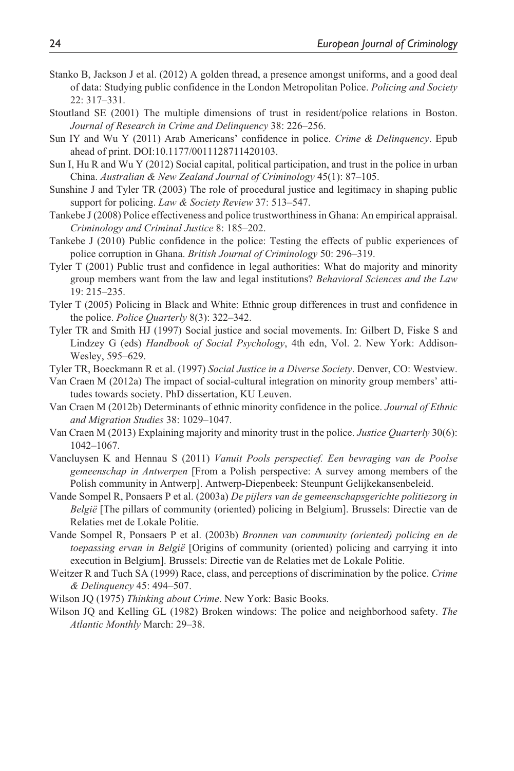Stanko B, Jackson J et al. (2012) A golden thread, a presence amongst uniforms, and a good deal of data: Studying public confidence in the London Metropolitan Police. *Policing and Society* 22: 317–331.

Stoutland SE (2001) The multiple dimensions of trust in resident/police relations in Boston. *Journal of Research in Crime and Delinquency* 38: 226–256.

Sun IY and Wu Y (2011) Arab Americans' confidence in police. *Crime & Delinquency*. Epub ahead of print. DOI:10.1177/0011128711420103.

Sun I, Hu R and Wu Y (2012) Social capital, political participation, and trust in the police in urban China. *Australian & New Zealand Journal of Criminology* 45(1): 87–105.

Sunshine J and Tyler TR (2003) The role of procedural justice and legitimacy in shaping public support for policing. *Law & Society Review* 37: 513–547.

Tankebe J (2008) Police effectiveness and police trustworthiness in Ghana: An empirical appraisal. *Criminology and Criminal Justice* 8: 185–202.

Tankebe J (2010) Public confidence in the police: Testing the effects of public experiences of police corruption in Ghana. *British Journal of Criminology* 50: 296–319.

Tyler T (2001) Public trust and confidence in legal authorities: What do majority and minority group members want from the law and legal institutions? *Behavioral Sciences and the Law* 19: 215–235.

Tyler T (2005) Policing in Black and White: Ethnic group differences in trust and confidence in the police. *Police Quarterly* 8(3): 322–342.

Tyler TR and Smith HJ (1997) Social justice and social movements. In: Gilbert D, Fiske S and Lindzey G (eds) *Handbook of Social Psychology*, 4th edn, Vol. 2. New York: Addison-Wesley, 595–629.

Tyler TR, Boeckmann R et al. (1997) *Social Justice in a Diverse Society*. Denver, CO: Westview.

Van Craen M (2012a) The impact of social-cultural integration on minority group members' attitudes towards society. PhD dissertation, KU Leuven.

Van Craen M (2012b) Determinants of ethnic minority confidence in the police. *Journal of Ethnic and Migration Studies* 38: 1029–1047.

Van Craen M (2013) Explaining majority and minority trust in the police. *Justice Quarterly* 30(6): 1042–1067.

Vancluysen K and Hennau S (2011) *Vanuit Pools perspectief. Een bevraging van de Poolse gemeenschap in Antwerpen* [From a Polish perspective: A survey among members of the Polish community in Antwerp]. Antwerp-Diepenbeek: Steunpunt Gelijkekansenbeleid.

Vande Sompel R, Ponsaers P et al. (2003a) *De pijlers van de gemeenschapsgerichte politiezorg in België* [The pillars of community (oriented) policing in Belgium]. Brussels: Directie van de Relaties met de Lokale Politie.

Vande Sompel R, Ponsaers P et al. (2003b) *Bronnen van community (oriented) policing en de toepassing ervan in België* [Origins of community (oriented) policing and carrying it into execution in Belgium]. Brussels: Directie van de Relaties met de Lokale Politie.

Weitzer R and Tuch SA (1999) Race, class, and perceptions of discrimination by the police. *Crime & Delinquency* 45: 494–507.

Wilson JQ (1975) *Thinking about Crime*. New York: Basic Books.

Wilson JQ and Kelling GL (1982) Broken windows: The police and neighborhood safety. *The Atlantic Monthly* March: 29–38.